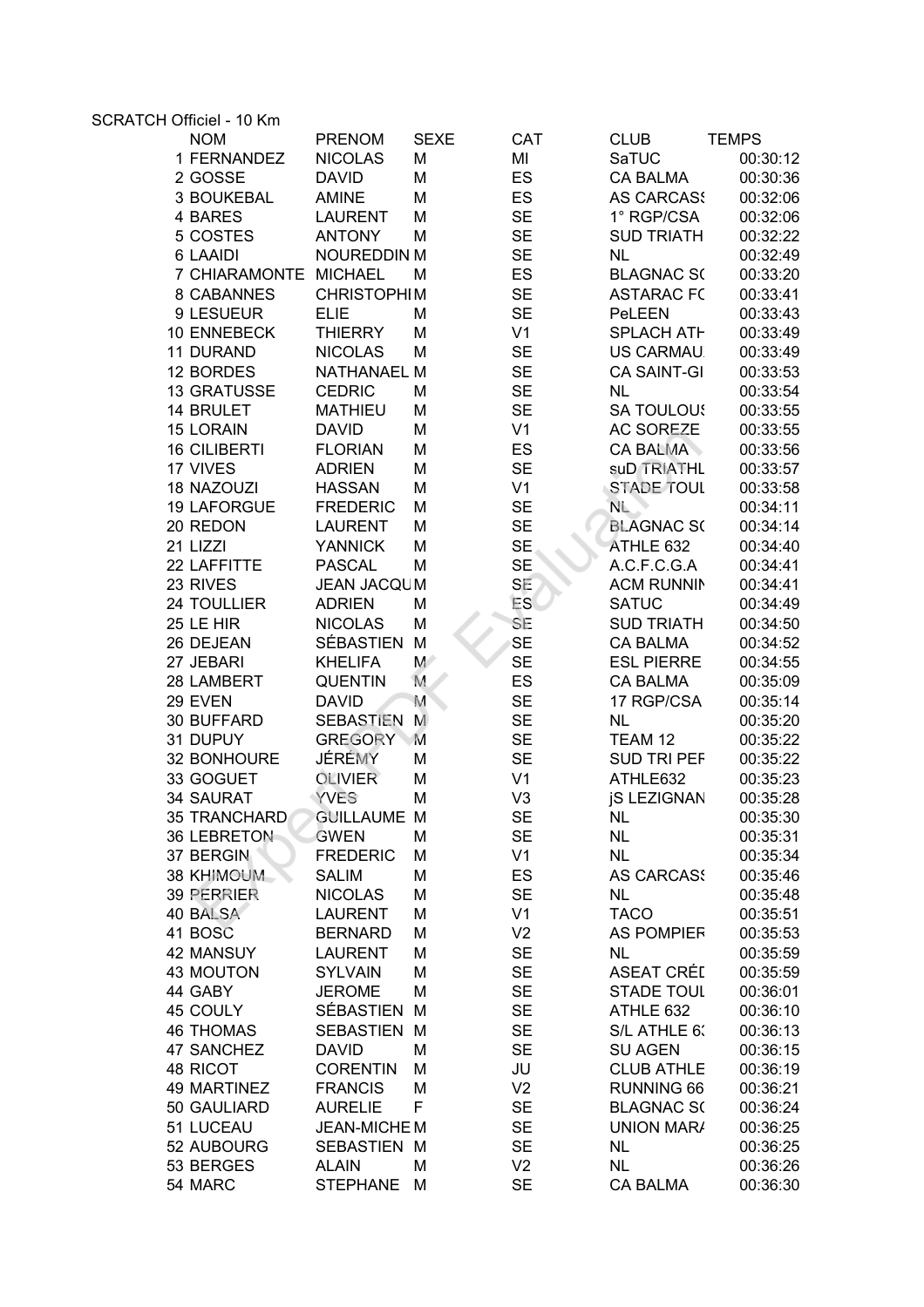SCRATCH Officiel - 10 Km

| | NOM | PRENOM | SEXE | CAT | CLUB | TEMPS |
|---|---|---|---|---|---|---|
| 1 | FERNANDEZ | NICOLAS | M | MI | SaTUC | 00:30:12 |
| 2 | GOSSE | DAVID | M | ES | CA BALMA | 00:30:36 |
| 3 | BOUKEBAL | AMINE | M | ES | AS CARCASS | 00:32:06 |
| 4 | BARES | LAURENT | M | SE | 1° RGP/CSA | 00:32:06 |
| 5 | COSTES | ANTONY | M | SE | SUD TRIATH | 00:32:22 |
| 6 | LAAIDI | NOUREDDIN | M | SE | NL | 00:32:49 |
| 7 | CHIARAMONTE | MICHAEL | M | ES | BLAGNAC SC | 00:33:20 |
| 8 | CABANNES | CHRISTOPHI | M | SE | ASTARAC FC | 00:33:41 |
| 9 | LESUEUR | ELIE | M | SE | PeLEEN | 00:33:43 |
| 10 | ENNEBECK | THIERRY | M | V1 | SPLACH ATH | 00:33:49 |
| 11 | DURAND | NICOLAS | M | SE | US CARMAU | 00:33:49 |
| 12 | BORDES | NATHANAEL | M | SE | CA SAINT-GI | 00:33:53 |
| 13 | GRATUSSE | CEDRIC | M | SE | NL | 00:33:54 |
| 14 | BRULET | MATHIEU | M | SE | SA TOULOUS | 00:33:55 |
| 15 | LORAIN | DAVID | M | V1 | AC SOREZE | 00:33:55 |
| 16 | CILIBERTI | FLORIAN | M | ES | CA BALMA | 00:33:56 |
| 17 | VIVES | ADRIEN | M | SE | suD TRIATHL | 00:33:57 |
| 18 | NAZOUZI | HASSAN | M | V1 | STADE TOUL | 00:33:58 |
| 19 | LAFORGUE | FREDERIC | M | SE | NL | 00:34:11 |
| 20 | REDON | LAURENT | M | SE | BLAGNAC SC | 00:34:14 |
| 21 | LIZZI | YANNICK | M | SE | ATHLE 632 | 00:34:40 |
| 22 | LAFFITTE | PASCAL | M | SE | A.C.F.C.G.A | 00:34:41 |
| 23 | RIVES | JEAN JACQU | M | SE | ACM RUNNIN | 00:34:41 |
| 24 | TOULLIER | ADRIEN | M | ES | SATUC | 00:34:49 |
| 25 | LE HIR | NICOLAS | M | SE | SUD TRIATH | 00:34:50 |
| 26 | DEJEAN | SÉBASTIEN | M | SE | CA BALMA | 00:34:52 |
| 27 | JEBARI | KHELIFA | M | SE | ESL PIERRE | 00:34:55 |
| 28 | LAMBERT | QUENTIN | M | ES | CA BALMA | 00:35:09 |
| 29 | EVEN | DAVID | M | SE | 17 RGP/CSA | 00:35:14 |
| 30 | BUFFARD | SEBASTIEN | M | SE | NL | 00:35:20 |
| 31 | DUPUY | GREGORY | M | SE | TEAM 12 | 00:35:22 |
| 32 | BONHOURE | JÉRÉMY | M | SE | SUD TRI PEF | 00:35:22 |
| 33 | GOGUET | OLIVIER | M | V1 | ATHLE632 | 00:35:23 |
| 34 | SAURAT | YVES | M | V3 | jS LEZIGNAN | 00:35:28 |
| 35 | TRANCHARD | GUILLAUME | M | SE | NL | 00:35:30 |
| 36 | LEBRETON | GWEN | M | SE | NL | 00:35:31 |
| 37 | BERGIN | FREDERIC | M | V1 | NL | 00:35:34 |
| 38 | KHIMOUM | SALIM | M | ES | AS CARCASS | 00:35:46 |
| 39 | PERRIER | NICOLAS | M | SE | NL | 00:35:48 |
| 40 | BALSA | LAURENT | M | V1 | TACO | 00:35:51 |
| 41 | BOSC | BERNARD | M | V2 | AS POMPIER | 00:35:53 |
| 42 | MANSUY | LAURENT | M | SE | NL | 00:35:59 |
| 43 | MOUTON | SYLVAIN | M | SE | ASEAT CRÉD | 00:35:59 |
| 44 | GABY | JEROME | M | SE | STADE TOUL | 00:36:01 |
| 45 | COULY | SÉBASTIEN | M | SE | ATHLE 632 | 00:36:10 |
| 46 | THOMAS | SEBASTIEN | M | SE | S/L ATHLE 63 | 00:36:13 |
| 47 | SANCHEZ | DAVID | M | SE | SU AGEN | 00:36:15 |
| 48 | RICOT | CORENTIN | M | JU | CLUB ATHLE | 00:36:19 |
| 49 | MARTINEZ | FRANCIS | M | V2 | RUNNING 66 | 00:36:21 |
| 50 | GAULIARD | AURELIE | F | SE | BLAGNAC SC | 00:36:24 |
| 51 | LUCEAU | JEAN-MICHE | M | SE | UNION MARA | 00:36:25 |
| 52 | AUBOURG | SEBASTIEN | M | SE | NL | 00:36:25 |
| 53 | BERGES | ALAIN | M | V2 | NL | 00:36:26 |
| 54 | MARC | STEPHANE | M | SE | CA BALMA | 00:36:30 |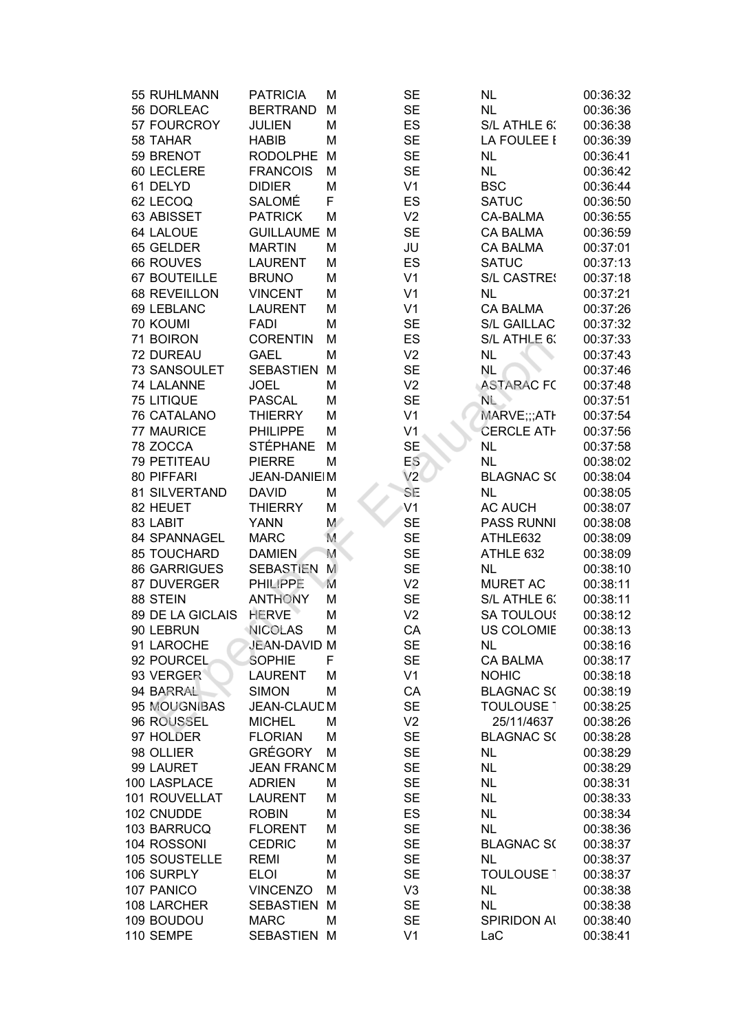| | | | | | | |
|---|---|---|---|---|---|---|
| 55 | RUHLMANN | PATRICIA | M | SE | NL | 00:36:32 |
| 56 | DORLEAC | BERTRAND | M | SE | NL | 00:36:36 |
| 57 | FOURCROY | JULIEN | M | ES | S/L ATHLE 63 | 00:36:38 |
| 58 | TAHAR | HABIB | M | SE | LA FOULEE E | 00:36:39 |
| 59 | BRENOT | RODOLPHE | M | SE | NL | 00:36:41 |
| 60 | LECLERE | FRANCOIS | M | SE | NL | 00:36:42 |
| 61 | DELYD | DIDIER | M | V1 | BSC | 00:36:44 |
| 62 | LECOQ | SALOMÉ | F | ES | SATUC | 00:36:50 |
| 63 | ABISSET | PATRICK | M | V2 | CA-BALMA | 00:36:55 |
| 64 | LALOUE | GUILLAUME | M | SE | CA BALMA | 00:36:59 |
| 65 | GELDER | MARTIN | M | JU | CA BALMA | 00:37:01 |
| 66 | ROUVES | LAURENT | M | ES | SATUC | 00:37:13 |
| 67 | BOUTEILLE | BRUNO | M | V1 | S/L CASTRES | 00:37:18 |
| 68 | REVEILLON | VINCENT | M | V1 | NL | 00:37:21 |
| 69 | LEBLANC | LAURENT | M | V1 | CA BALMA | 00:37:26 |
| 70 | KOUMI | FADI | M | SE | S/L GAILLAC | 00:37:32 |
| 71 | BOIRON | CORENTIN | M | ES | S/L ATHLE 63 | 00:37:33 |
| 72 | DUREAU | GAEL | M | V2 | NL | 00:37:43 |
| 73 | SANSOULET | SEBASTIEN | M | SE | NL | 00:37:46 |
| 74 | LALANNE | JOEL | M | V2 | ASTARAC FC | 00:37:48 |
| 75 | LITIQUE | PASCAL | M | SE | NL | 00:37:51 |
| 76 | CATALANO | THIERRY | M | V1 | MARVE;;;ATH | 00:37:54 |
| 77 | MAURICE | PHILIPPE | M | V1 | CERCLE ATH | 00:37:56 |
| 78 | ZOCCA | STÉPHANE | M | SE | NL | 00:37:58 |
| 79 | PETITEAU | PIERRE | M | ES | NL | 00:38:02 |
| 80 | PIFFARI | JEAN-DANIEL | M | V2 | BLAGNAC SC | 00:38:04 |
| 81 | SILVERTAND | DAVID | M | SE | NL | 00:38:05 |
| 82 | HEUET | THIERRY | M | V1 | AC AUCH | 00:38:07 |
| 83 | LABIT | YANN | M | SE | PASS RUNNI | 00:38:08 |
| 84 | SPANNAGEL | MARC | M | SE | ATHLE632 | 00:38:09 |
| 85 | TOUCHARD | DAMIEN | M | SE | ATHLE 632 | 00:38:09 |
| 86 | GARRIGUES | SEBASTIEN | M | SE | NL | 00:38:10 |
| 87 | DUVERGER | PHILIPPE | M | V2 | MURET AC | 00:38:11 |
| 88 | STEIN | ANTHONY | M | SE | S/L ATHLE 63 | 00:38:11 |
| 89 | DE LA GICLAIS | HERVE | M | V2 | SA TOULOUS | 00:38:12 |
| 90 | LEBRUN | NICOLAS | M | CA | US COLOMIE | 00:38:13 |
| 91 | LAROCHE | JEAN-DAVID | M | SE | NL | 00:38:16 |
| 92 | POURCEL | SOPHIE | F | SE | CA BALMA | 00:38:17 |
| 93 | VERGER | LAURENT | M | V1 | NOHIC | 00:38:18 |
| 94 | BARRAL | SIMON | M | CA | BLAGNAC SC | 00:38:19 |
| 95 | MOUGNIBAS | JEAN-CLAUD | M | SE | TOULOUSE | 00:38:25 |
| 96 | ROUSSEL | MICHEL | M | V2 | 25/11/4637 | 00:38:26 |
| 97 | HOLDER | FLORIAN | M | SE | BLAGNAC SC | 00:38:28 |
| 98 | OLLIER | GRÉGORY | M | SE | NL | 00:38:29 |
| 99 | LAURET | JEAN FRANC | M | SE | NL | 00:38:29 |
| 100 | LASPLACE | ADRIEN | M | SE | NL | 00:38:31 |
| 101 | ROUVELLAT | LAURENT | M | SE | NL | 00:38:33 |
| 102 | CNUDDE | ROBIN | M | ES | NL | 00:38:34 |
| 103 | BARRUCQ | FLORENT | M | SE | NL | 00:38:36 |
| 104 | ROSSONI | CEDRIC | M | SE | BLAGNAC SC | 00:38:37 |
| 105 | SOUSTELLE | REMI | M | SE | NL | 00:38:37 |
| 106 | SURPLY | ELOI | M | SE | TOULOUSE | 00:38:37 |
| 107 | PANICO | VINCENZO | M | V3 | NL | 00:38:38 |
| 108 | LARCHER | SEBASTIEN | M | SE | NL | 00:38:38 |
| 109 | BOUDOU | MARC | M | SE | SPIRIDON AL | 00:38:40 |
| 110 | SEMPE | SEBASTIEN | M | V1 | LaC | 00:38:41 |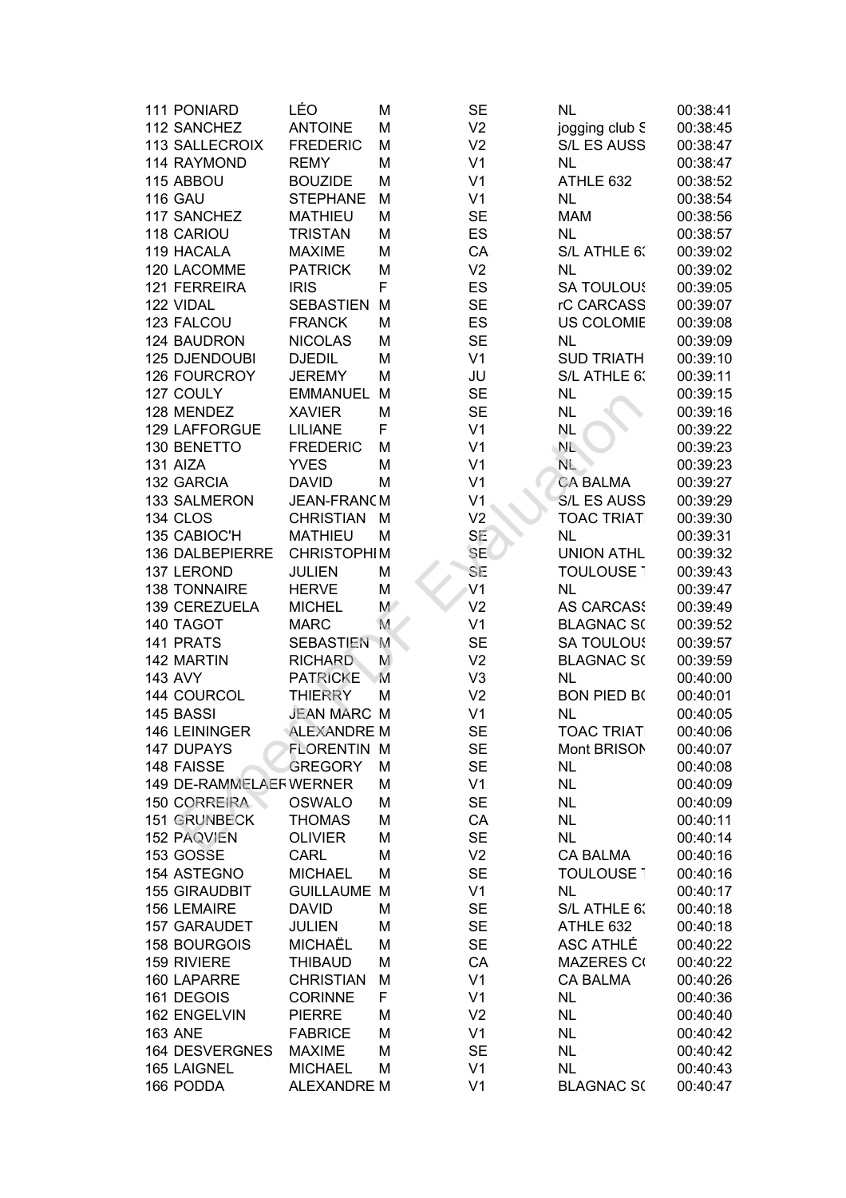| | | | | | | |
|---|---|---|---|---|---|---|
| 111 | PONIARD | LÉO | M | SE | NL | 00:38:41 |
| 112 | SANCHEZ | ANTOINE | M | V2 | jogging club S | 00:38:45 |
| 113 | SALLECROIX | FREDERIC | M | V2 | S/L ES AUSS | 00:38:47 |
| 114 | RAYMOND | REMY | M | V1 | NL | 00:38:47 |
| 115 | ABBOU | BOUZIDE | M | V1 | ATHLE 632 | 00:38:52 |
| 116 | GAU | STEPHANE | M | V1 | NL | 00:38:54 |
| 117 | SANCHEZ | MATHIEU | M | SE | MAM | 00:38:56 |
| 118 | CARIOU | TRISTAN | M | ES | NL | 00:38:57 |
| 119 | HACALA | MAXIME | M | CA | S/L ATHLE 63 | 00:39:02 |
| 120 | LACOMME | PATRICK | M | V2 | NL | 00:39:02 |
| 121 | FERREIRA | IRIS | F | ES | SA TOULOUS | 00:39:05 |
| 122 | VIDAL | SEBASTIEN | M | SE | rC CARCASS | 00:39:07 |
| 123 | FALCOU | FRANCK | M | ES | US COLOMIE | 00:39:08 |
| 124 | BAUDRON | NICOLAS | M | SE | NL | 00:39:09 |
| 125 | DJENDOUBI | DJEDIL | M | V1 | SUD TRIATH | 00:39:10 |
| 126 | FOURCROY | JEREMY | M | JU | S/L ATHLE 63 | 00:39:11 |
| 127 | COULY | EMMANUEL | M | SE | NL | 00:39:15 |
| 128 | MENDEZ | XAVIER | M | SE | NL | 00:39:16 |
| 129 | LAFFORGUE | LILIANE | F | V1 | NL | 00:39:22 |
| 130 | BENETTO | FREDERIC | M | V1 | NL | 00:39:23 |
| 131 | AIZA | YVES | M | V1 | NL | 00:39:23 |
| 132 | GARCIA | DAVID | M | V1 | CA BALMA | 00:39:27 |
| 133 | SALMERON | JEAN-FRANC | M | V1 | S/L ES AUSS | 00:39:29 |
| 134 | CLOS | CHRISTIAN | M | V2 | TOAC TRIAT | 00:39:30 |
| 135 | CABIOC'H | MATHIEU | M | SE | NL | 00:39:31 |
| 136 | DALBEPIERRE | CHRISTOPHI | M | SE | UNION ATHL | 00:39:32 |
| 137 | LEROND | JULIEN | M | SE | TOULOUSE | 00:39:43 |
| 138 | TONNAIRE | HERVE | M | V1 | NL | 00:39:47 |
| 139 | CEREZUELA | MICHEL | M | V2 | AS CARCASS | 00:39:49 |
| 140 | TAGOT | MARC | M | V1 | BLAGNAC SC | 00:39:52 |
| 141 | PRATS | SEBASTIEN | M | SE | SA TOULOUS | 00:39:57 |
| 142 | MARTIN | RICHARD | M | V2 | BLAGNAC SC | 00:39:59 |
| 143 | AVY | PATRICKE | M | V3 | NL | 00:40:00 |
| 144 | COURCOL | THIERRY | M | V2 | BON PIED BC | 00:40:01 |
| 145 | BASSI | JEAN MARC | M | V1 | NL | 00:40:05 |
| 146 | LEININGER | ALEXANDRE | M | SE | TOAC TRIAT | 00:40:06 |
| 147 | DUPAYS | FLORENTIN | M | SE | Mont BRISON | 00:40:07 |
| 148 | FAISSE | GREGORY | M | SE | NL | 00:40:08 |
| 149 | DE-RAMMELAER | WERNER | M | V1 | NL | 00:40:09 |
| 150 | CORREIRA | OSWALO | M | SE | NL | 00:40:09 |
| 151 | GRUNBECK | THOMAS | M | CA | NL | 00:40:11 |
| 152 | PAQVIEN | OLIVIER | M | SE | NL | 00:40:14 |
| 153 | GOSSE | CARL | M | V2 | CA BALMA | 00:40:16 |
| 154 | ASTEGNO | MICHAEL | M | SE | TOULOUSE | 00:40:16 |
| 155 | GIRAUDBIT | GUILLAUME | M | V1 | NL | 00:40:17 |
| 156 | LEMAIRE | DAVID | M | SE | S/L ATHLE 63 | 00:40:18 |
| 157 | GARAUDET | JULIEN | M | SE | ATHLE 632 | 00:40:18 |
| 158 | BOURGOIS | MICHAËL | M | SE | ASC ATHLÉ | 00:40:22 |
| 159 | RIVIERE | THIBAUD | M | CA | MAZERES CC | 00:40:22 |
| 160 | LAPARRE | CHRISTIAN | M | V1 | CA BALMA | 00:40:26 |
| 161 | DEGOIS | CORINNE | F | V1 | NL | 00:40:36 |
| 162 | ENGELVIN | PIERRE | M | V2 | NL | 00:40:40 |
| 163 | ANE | FABRICE | M | V1 | NL | 00:40:42 |
| 164 | DESVERGNES | MAXIME | M | SE | NL | 00:40:42 |
| 165 | LAIGNEL | MICHAEL | M | V1 | NL | 00:40:43 |
| 166 | PODDA | ALEXANDRE | M | V1 | BLAGNAC SC | 00:40:47 |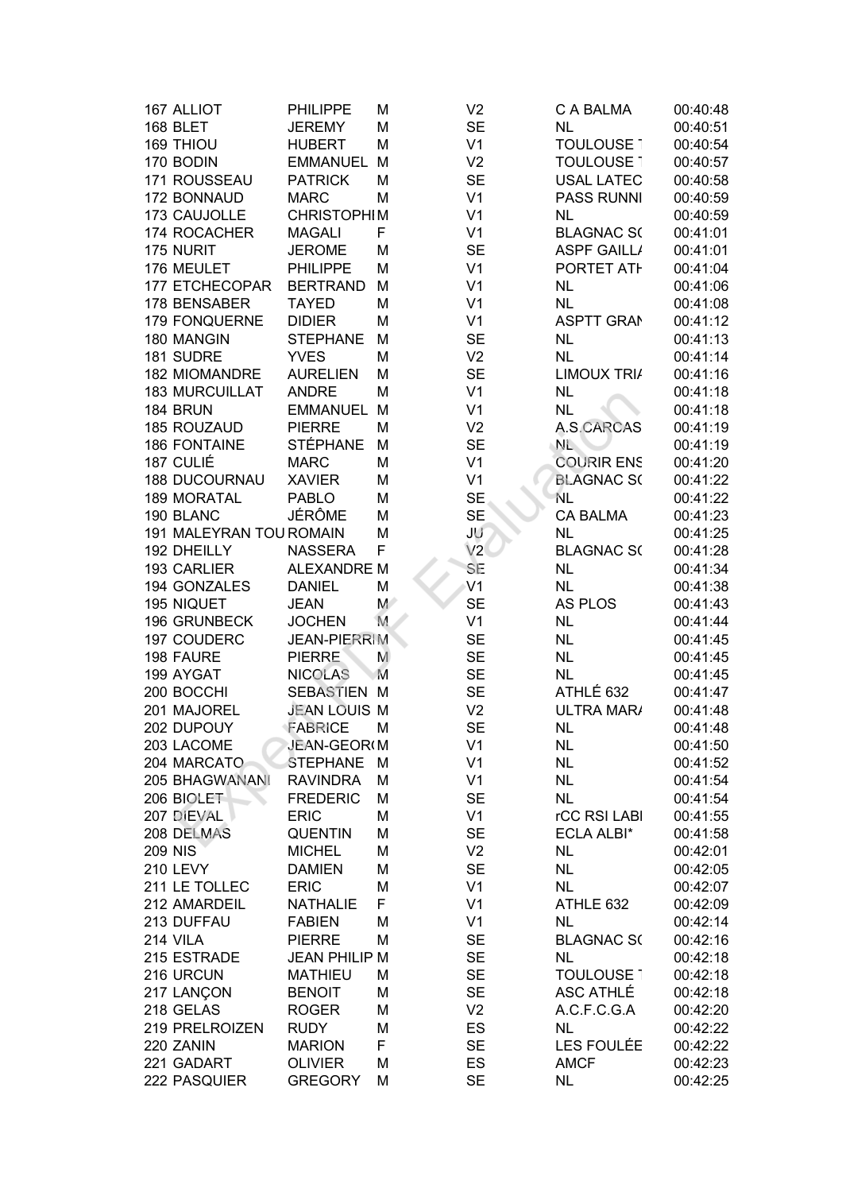| | | | | | | |
|---|---|---|---|---|---|---|
| 167 | ALLIOT | PHILIPPE | M | V2 | C A BALMA | 00:40:48 |
| 168 | BLET | JEREMY | M | SE | NL | 00:40:51 |
| 169 | THIOU | HUBERT | M | V1 | TOULOUSE | 00:40:54 |
| 170 | BODIN | EMMANUEL | M | V2 | TOULOUSE | 00:40:57 |
| 171 | ROUSSEAU | PATRICK | M | SE | USAL LATEC | 00:40:58 |
| 172 | BONNAUD | MARC | M | V1 | PASS RUNNI | 00:40:59 |
| 173 | CAUJOLLE | CHRISTOPHI | M | V1 | NL | 00:40:59 |
| 174 | ROCACHER | MAGALI | F | V1 | BLAGNAC S( | 00:41:01 |
| 175 | NURIT | JEROME | M | SE | ASPF GAILL/ | 00:41:01 |
| 176 | MEULET | PHILIPPE | M | V1 | PORTET ATH | 00:41:04 |
| 177 | ETCHECOPAR | BERTRAND | M | V1 | NL | 00:41:06 |
| 178 | BENSABER | TAYED | M | V1 | NL | 00:41:08 |
| 179 | FONQUERNE | DIDIER | M | V1 | ASPTT GRAN | 00:41:12 |
| 180 | MANGIN | STEPHANE | M | SE | NL | 00:41:13 |
| 181 | SUDRE | YVES | M | V2 | NL | 00:41:14 |
| 182 | MIOMANDRE | AURELIEN | M | SE | LIMOUX TRI/ | 00:41:16 |
| 183 | MURCUILLAT | ANDRE | M | V1 | NL | 00:41:18 |
| 184 | BRUN | EMMANUEL | M | V1 | NL | 00:41:18 |
| 185 | ROUZAUD | PIERRE | M | V2 | A.S.CARCAS | 00:41:19 |
| 186 | FONTAINE | STÉPHANE | M | SE | NL | 00:41:19 |
| 187 | CULIÉ | MARC | M | V1 | COURIR ENS | 00:41:20 |
| 188 | DUCOURNAU | XAVIER | M | V1 | BLAGNAC S( | 00:41:22 |
| 189 | MORATAL | PABLO | M | SE | NL | 00:41:22 |
| 190 | BLANC | JÉRÔME | M | SE | CA BALMA | 00:41:23 |
| 191 | MALEYRAN TOU | ROMAIN | M | JU | NL | 00:41:25 |
| 192 | DHEILLY | NASSERA | F | V2 | BLAGNAC S( | 00:41:28 |
| 193 | CARLIER | ALEXANDRE | M | SE | NL | 00:41:34 |
| 194 | GONZALES | DANIEL | M | V1 | NL | 00:41:38 |
| 195 | NIQUET | JEAN | M | SE | AS PLOS | 00:41:43 |
| 196 | GRUNBECK | JOCHEN | M | V1 | NL | 00:41:44 |
| 197 | COUDERC | JEAN-PIERRI | M | SE | NL | 00:41:45 |
| 198 | FAURE | PIERRE | M | SE | NL | 00:41:45 |
| 199 | AYGAT | NICOLAS | M | SE | NL | 00:41:45 |
| 200 | BOCCHI | SEBASTIEN | M | SE | ATHLÉ 632 | 00:41:47 |
| 201 | MAJOREL | JEAN LOUIS | M | V2 | ULTRA MAR/ | 00:41:48 |
| 202 | DUPOUY | FABRICE | M | SE | NL | 00:41:48 |
| 203 | LACOME | JEAN-GEOR( | M | V1 | NL | 00:41:50 |
| 204 | MARCATO | STEPHANE | M | V1 | NL | 00:41:52 |
| 205 | BHAGWANANI | RAVINDRA | M | V1 | NL | 00:41:54 |
| 206 | BIOLET | FREDERIC | M | SE | NL | 00:41:54 |
| 207 | DIEVAL | ERIC | M | V1 | rCC RSI LABI | 00:41:55 |
| 208 | DELMAS | QUENTIN | M | SE | ECLA ALBI* | 00:41:58 |
| 209 | NIS | MICHEL | M | V2 | NL | 00:42:01 |
| 210 | LEVY | DAMIEN | M | SE | NL | 00:42:05 |
| 211 | LE TOLLEC | ERIC | M | V1 | NL | 00:42:07 |
| 212 | AMARDEIL | NATHALIE | F | V1 | ATHLE 632 | 00:42:09 |
| 213 | DUFFAU | FABIEN | M | V1 | NL | 00:42:14 |
| 214 | VILA | PIERRE | M | SE | BLAGNAC S( | 00:42:16 |
| 215 | ESTRADE | JEAN PHILIP | M | SE | NL | 00:42:18 |
| 216 | URCUN | MATHIEU | M | SE | TOULOUSE | 00:42:18 |
| 217 | LANÇON | BENOIT | M | SE | ASC ATHLÉ | 00:42:18 |
| 218 | GELAS | ROGER | M | V2 | A.C.F.C.G.A | 00:42:20 |
| 219 | PRELROIZEN | RUDY | M | ES | NL | 00:42:22 |
| 220 | ZANIN | MARION | F | SE | LES FOULÉE | 00:42:22 |
| 221 | GADART | OLIVIER | M | ES | AMCF | 00:42:23 |
| 222 | PASQUIER | GREGORY | M | SE | NL | 00:42:25 |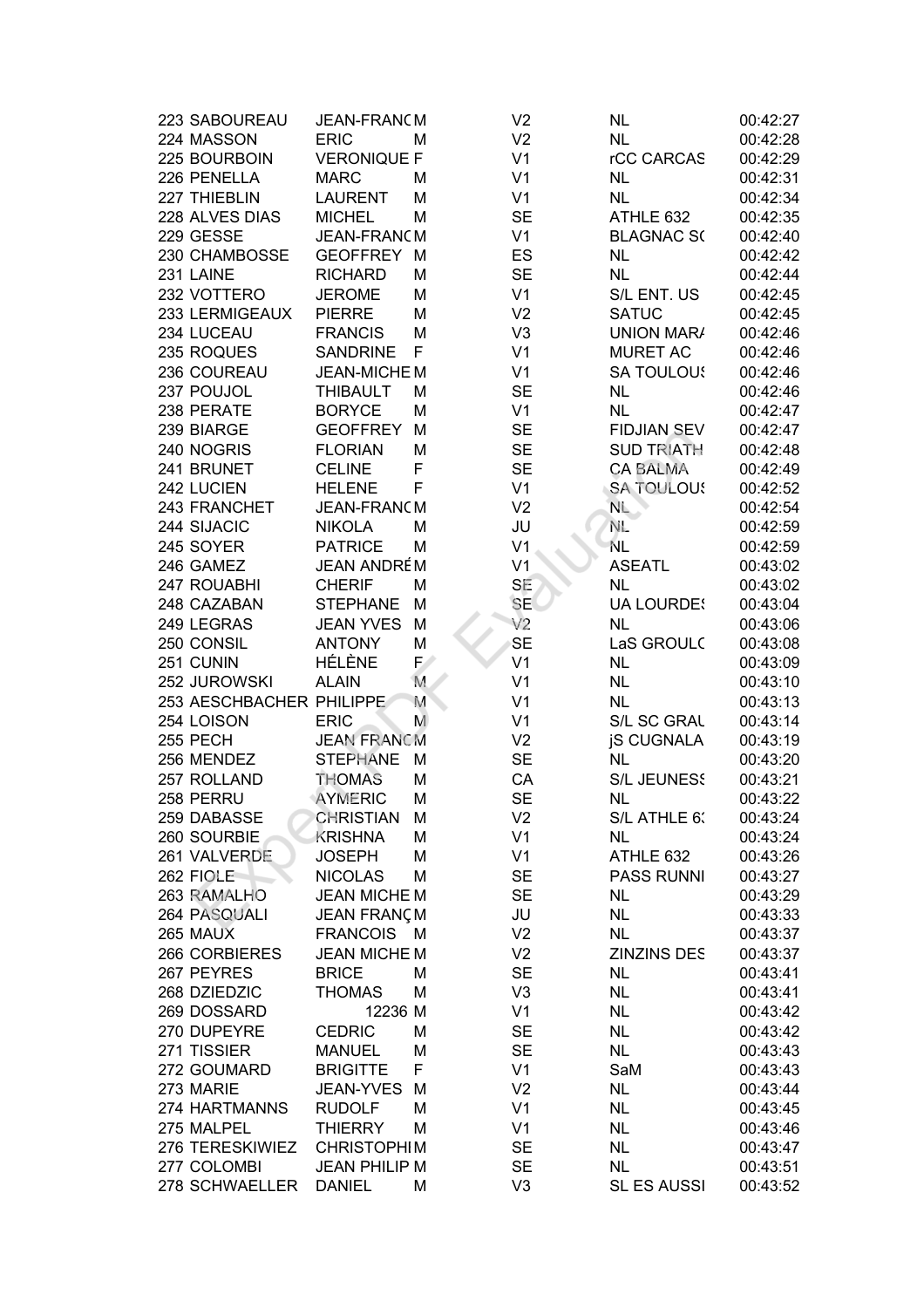| | | | | | | |
|---|---|---|---|---|---|---|
| 223 | SABOUREAU | JEAN-FRANC | M | V2 | NL | 00:42:27 |
| 224 | MASSON | ERIC | M | V2 | NL | 00:42:28 |
| 225 | BOURBOIN | VERONIQUE | F | V1 | rCC CARCAS | 00:42:29 |
| 226 | PENELLA | MARC | M | V1 | NL | 00:42:31 |
| 227 | THIEBLIN | LAURENT | M | V1 | NL | 00:42:34 |
| 228 | ALVES DIAS | MICHEL | M | SE | ATHLE 632 | 00:42:35 |
| 229 | GESSE | JEAN-FRANC | M | V1 | BLAGNAC S( | 00:42:40 |
| 230 | CHAMBOSSE | GEOFFREY | M | ES | NL | 00:42:42 |
| 231 | LAINE | RICHARD | M | SE | NL | 00:42:44 |
| 232 | VOTTERO | JEROME | M | V1 | S/L ENT. US | 00:42:45 |
| 233 | LERMIGEAUX | PIERRE | M | V2 | SATUC | 00:42:45 |
| 234 | LUCEAU | FRANCIS | M | V3 | UNION MAR/ | 00:42:46 |
| 235 | ROQUES | SANDRINE | F | V1 | MURET AC | 00:42:46 |
| 236 | COUREAU | JEAN-MICHE | M | V1 | SA TOULOUS | 00:42:46 |
| 237 | POUJOL | THIBAULT | M | SE | NL | 00:42:46 |
| 238 | PERATE | BORYCE | M | V1 | NL | 00:42:47 |
| 239 | BIARGE | GEOFFREY | M | SE | FIDJIAN SEV | 00:42:47 |
| 240 | NOGRIS | FLORIAN | M | SE | SUD TRIATH | 00:42:48 |
| 241 | BRUNET | CELINE | F | SE | CA BALMA | 00:42:49 |
| 242 | LUCIEN | HELENE | F | V1 | SA TOULOUS | 00:42:52 |
| 243 | FRANCHET | JEAN-FRANC | M | V2 | NL | 00:42:54 |
| 244 | SIJACIC | NIKOLA | M | JU | NL | 00:42:59 |
| 245 | SOYER | PATRICE | M | V1 | NL | 00:42:59 |
| 246 | GAMEZ | JEAN ANDRÉ | M | V1 | ASEATL | 00:43:02 |
| 247 | ROUABHI | CHERIF | M | SE | NL | 00:43:02 |
| 248 | CAZABAN | STEPHANE | M | SE | UA LOURDES | 00:43:04 |
| 249 | LEGRAS | JEAN YVES | M | V2 | NL | 00:43:06 |
| 250 | CONSIL | ANTONY | M | SE | LaS GROULC | 00:43:08 |
| 251 | CUNIN | HÉLÈNE | F | V1 | NL | 00:43:09 |
| 252 | JUROWSKI | ALAIN | M | V1 | NL | 00:43:10 |
| 253 | AESCHBACHER | PHILIPPE | M | V1 | NL | 00:43:13 |
| 254 | LOISON | ERIC | M | V1 | S/L SC GRAU | 00:43:14 |
| 255 | PECH | JEAN FRANC | M | V2 | jS CUGNALA | 00:43:19 |
| 256 | MENDEZ | STEPHANE | M | SE | NL | 00:43:20 |
| 257 | ROLLAND | THOMAS | M | CA | S/L JEUNESS | 00:43:21 |
| 258 | PERRU | AYMERIC | M | SE | NL | 00:43:22 |
| 259 | DABASSE | CHRISTIAN | M | V2 | S/L ATHLE 63 | 00:43:24 |
| 260 | SOURBIE | KRISHNA | M | V1 | NL | 00:43:24 |
| 261 | VALVERDE | JOSEPH | M | V1 | ATHLE 632 | 00:43:26 |
| 262 | FIOLE | NICOLAS | M | SE | PASS RUNNI | 00:43:27 |
| 263 | RAMALHO | JEAN MICHE | M | SE | NL | 00:43:29 |
| 264 | PASQUALI | JEAN FRANÇ | M | JU | NL | 00:43:33 |
| 265 | MAUX | FRANCOIS | M | V2 | NL | 00:43:37 |
| 266 | CORBIERES | JEAN MICHE | M | V2 | ZINZINS DES | 00:43:37 |
| 267 | PEYRES | BRICE | M | SE | NL | 00:43:41 |
| 268 | DZIEDZIC | THOMAS | M | V3 | NL | 00:43:41 |
| 269 | DOSSARD | 12236 | M | V1 | NL | 00:43:42 |
| 270 | DUPEYRE | CEDRIC | M | SE | NL | 00:43:42 |
| 271 | TISSIER | MANUEL | M | SE | NL | 00:43:43 |
| 272 | GOUMARD | BRIGITTE | F | V1 | SaM | 00:43:43 |
| 273 | MARIE | JEAN-YVES | M | V2 | NL | 00:43:44 |
| 274 | HARTMANNS | RUDOLF | M | V1 | NL | 00:43:45 |
| 275 | MALPEL | THIERRY | M | V1 | NL | 00:43:46 |
| 276 | TERESKIWIEZ | CHRISTOPHI | M | SE | NL | 00:43:47 |
| 277 | COLOMBI | JEAN PHILIP | M | SE | NL | 00:43:51 |
| 278 | SCHWAELLER | DANIEL | M | V3 | SL ES AUSSI | 00:43:52 |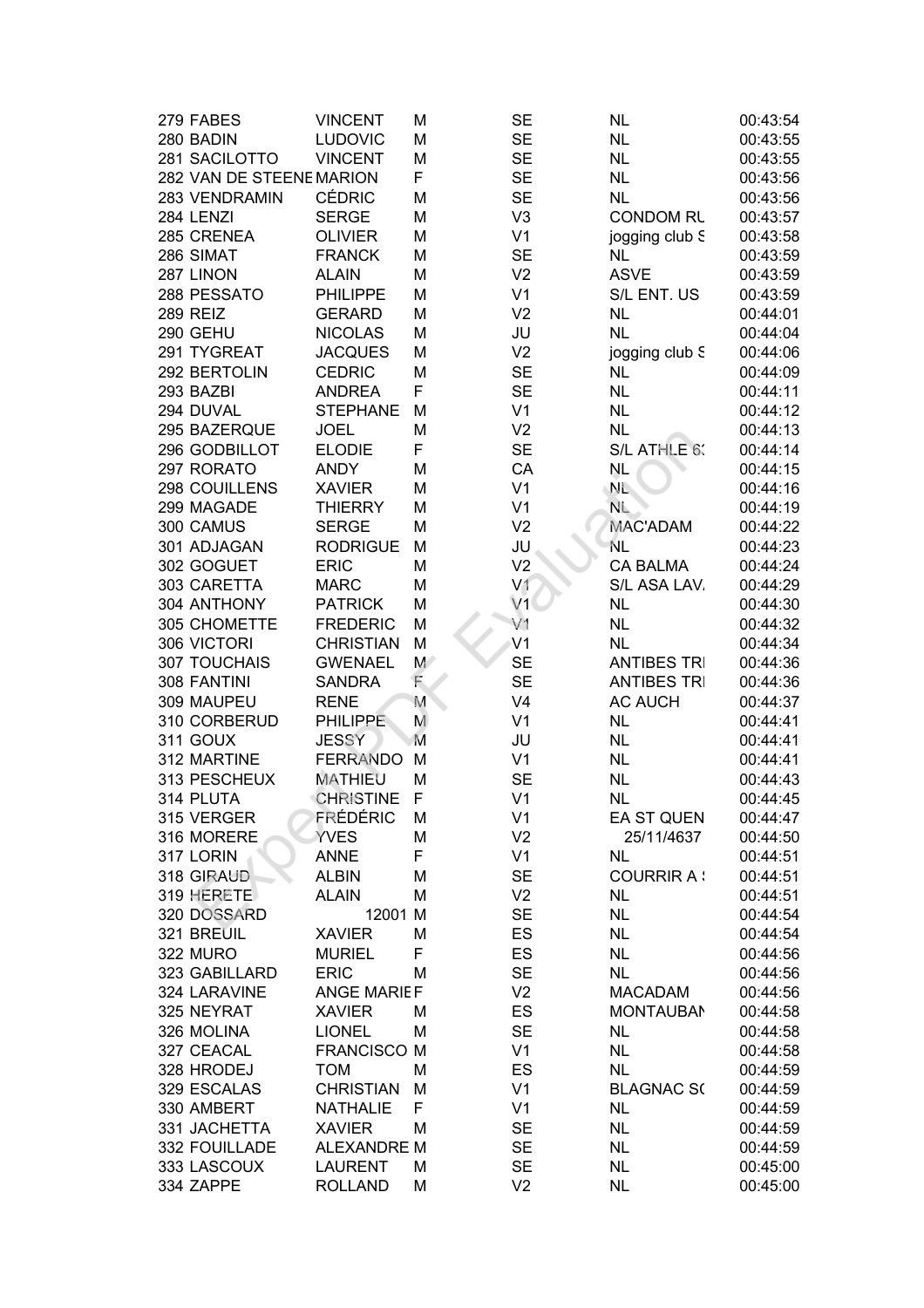| | | | | | | |
|---|---|---|---|---|---|---|
| 279 | FABES | VINCENT | M | SE | NL | 00:43:54 |
| 280 | BADIN | LUDOVIC | M | SE | NL | 00:43:55 |
| 281 | SACILOTTO | VINCENT | M | SE | NL | 00:43:55 |
| 282 | VAN DE STEENE | MARION | F | SE | NL | 00:43:56 |
| 283 | VENDRAMIN | CÉDRIC | M | SE | NL | 00:43:56 |
| 284 | LENZI | SERGE | M | V3 | CONDOM RU | 00:43:57 |
| 285 | CRENEA | OLIVIER | M | V1 | jogging club S | 00:43:58 |
| 286 | SIMAT | FRANCK | M | SE | NL | 00:43:59 |
| 287 | LINON | ALAIN | M | V2 | ASVE | 00:43:59 |
| 288 | PESSATO | PHILIPPE | M | V1 | S/L ENT. US | 00:43:59 |
| 289 | REIZ | GERARD | M | V2 | NL | 00:44:01 |
| 290 | GEHU | NICOLAS | M | JU | NL | 00:44:04 |
| 291 | TYGREAT | JACQUES | M | V2 | jogging club S | 00:44:06 |
| 292 | BERTOLIN | CEDRIC | M | SE | NL | 00:44:09 |
| 293 | BAZBI | ANDREA | F | SE | NL | 00:44:11 |
| 294 | DUVAL | STEPHANE | M | V1 | NL | 00:44:12 |
| 295 | BAZERQUE | JOEL | M | V2 | NL | 00:44:13 |
| 296 | GODBILLOT | ELODIE | F | SE | S/L ATHLE 6 | 00:44:14 |
| 297 | RORATO | ANDY | M | CA | NL | 00:44:15 |
| 298 | COUILLENS | XAVIER | M | V1 | NL | 00:44:16 |
| 299 | MAGADE | THIERRY | M | V1 | NL | 00:44:19 |
| 300 | CAMUS | SERGE | M | V2 | MAC'ADAM | 00:44:22 |
| 301 | ADJAGAN | RODRIGUE | M | JU | NL | 00:44:23 |
| 302 | GOGUET | ERIC | M | V2 | CA BALMA | 00:44:24 |
| 303 | CARETTA | MARC | M | V1 | S/L ASA LAV. | 00:44:29 |
| 304 | ANTHONY | PATRICK | M | V1 | NL | 00:44:30 |
| 305 | CHOMETTE | FREDERIC | M | V1 | NL | 00:44:32 |
| 306 | VICTORI | CHRISTIAN | M | V1 | NL | 00:44:34 |
| 307 | TOUCHAIS | GWENAEL | M | SE | ANTIBES TRI | 00:44:36 |
| 308 | FANTINI | SANDRA | F | SE | ANTIBES TRI | 00:44:36 |
| 309 | MAUPEU | RENE | M | V4 | AC AUCH | 00:44:37 |
| 310 | CORBERUD | PHILIPPE | M | V1 | NL | 00:44:41 |
| 311 | GOUX | JESSY | M | JU | NL | 00:44:41 |
| 312 | MARTINE | FERRANDO | M | V1 | NL | 00:44:41 |
| 313 | PESCHEUX | MATHIEU | M | SE | NL | 00:44:43 |
| 314 | PLUTA | CHRISTINE | F | V1 | NL | 00:44:45 |
| 315 | VERGER | FRÉDÉRIC | M | V1 | EA ST QUEN | 00:44:47 |
| 316 | MORERE | YVES | M | V2 | 25/11/4637 | 00:44:50 |
| 317 | LORIN | ANNE | F | V1 | NL | 00:44:51 |
| 318 | GIRAUD | ALBIN | M | SE | COURRIR A | 00:44:51 |
| 319 | HERETE | ALAIN | M | V2 | NL | 00:44:51 |
| 320 | DOSSARD | 12001 | M | SE | NL | 00:44:54 |
| 321 | BREUIL | XAVIER | M | ES | NL | 00:44:54 |
| 322 | MURO | MURIEL | F | ES | NL | 00:44:56 |
| 323 | GABILLARD | ERIC | M | SE | NL | 00:44:56 |
| 324 | LARAVINE | ANGE MARIE | F | V2 | MACADAM | 00:44:56 |
| 325 | NEYRAT | XAVIER | M | ES | MONTAUBAN | 00:44:58 |
| 326 | MOLINA | LIONEL | M | SE | NL | 00:44:58 |
| 327 | CEACAL | FRANCISCO | M | V1 | NL | 00:44:58 |
| 328 | HRODEJ | TOM | M | ES | NL | 00:44:59 |
| 329 | ESCALAS | CHRISTIAN | M | V1 | BLAGNAC SC | 00:44:59 |
| 330 | AMBERT | NATHALIE | F | V1 | NL | 00:44:59 |
| 331 | JACHETTA | XAVIER | M | SE | NL | 00:44:59 |
| 332 | FOUILLADE | ALEXANDRE | M | SE | NL | 00:44:59 |
| 333 | LASCOUX | LAURENT | M | SE | NL | 00:45:00 |
| 334 | ZAPPE | ROLLAND | M | V2 | NL | 00:45:00 |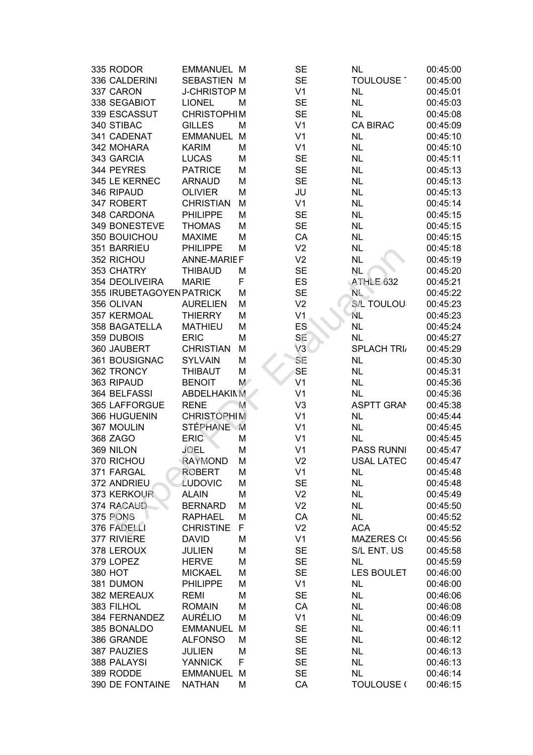| | | | | | | |
|---|---|---|---|---|---|---|
| 335 | RODOR | EMMANUEL | M | SE | NL | 00:45:00 |
| 336 | CALDERINI | SEBASTIEN | M | SE | TOULOUSE T | 00:45:00 |
| 337 | CARON | J-CHRISTOP | M | V1 | NL | 00:45:01 |
| 338 | SEGABIOT | LIONEL | M | SE | NL | 00:45:03 |
| 339 | ESCASSUT | CHRISTOPHI | M | SE | NL | 00:45:08 |
| 340 | STIBAC | GILLES | M | V1 | CA BIRAC | 00:45:09 |
| 341 | CADENAT | EMMANUEL | M | V1 | NL | 00:45:10 |
| 342 | MOHARA | KARIM | M | V1 | NL | 00:45:10 |
| 343 | GARCIA | LUCAS | M | SE | NL | 00:45:11 |
| 344 | PEYRES | PATRICE | M | SE | NL | 00:45:13 |
| 345 | LE KERNEC | ARNAUD | M | SE | NL | 00:45:13 |
| 346 | RIPAUD | OLIVIER | M | JU | NL | 00:45:13 |
| 347 | ROBERT | CHRISTIAN | M | V1 | NL | 00:45:14 |
| 348 | CARDONA | PHILIPPE | M | SE | NL | 00:45:15 |
| 349 | BONESTEVE | THOMAS | M | SE | NL | 00:45:15 |
| 350 | BOUICHOU | MAXIME | M | CA | NL | 00:45:15 |
| 351 | BARRIEU | PHILIPPE | M | V2 | NL | 00:45:18 |
| 352 | RICHOU | ANNE-MARIE | F | V2 | NL | 00:45:19 |
| 353 | CHATRY | THIBAUD | M | SE | NL | 00:45:20 |
| 354 | DEOLIVEIRA | MARIE | F | ES | ATHLE 632 | 00:45:21 |
| 355 | IRUBETAGOYEN | PATRICK | M | SE | NL | 00:45:22 |
| 356 | OLIVAN | AURELIEN | M | V2 | S/L TOULOU | 00:45:23 |
| 357 | KERMOAL | THIERRY | M | V1 | NL | 00:45:23 |
| 358 | BAGATELLA | MATHIEU | M | ES | NL | 00:45:24 |
| 359 | DUBOIS | ERIC | M | SE | NL | 00:45:27 |
| 360 | JAUBERT | CHRISTIAN | M | V3 | SPLACH TRI | 00:45:29 |
| 361 | BOUSIGNAC | SYLVAIN | M | SE | NL | 00:45:30 |
| 362 | TRONCY | THIBAUT | M | SE | NL | 00:45:31 |
| 363 | RIPAUD | BENOIT | M | V1 | NL | 00:45:36 |
| 364 | BELFASSI | ABDELHAKIM | M | V1 | NL | 00:45:36 |
| 365 | LAFFORGUE | RENE | M | V3 | ASPTT GRAN | 00:45:38 |
| 366 | HUGUENIN | CHRISTOPHI | M | V1 | NL | 00:45:44 |
| 367 | MOULIN | STÉPHANE | M | V1 | NL | 00:45:45 |
| 368 | ZAGO | ERIC | M | V1 | NL | 00:45:45 |
| 369 | NILON | JOEL | M | V1 | PASS RUNNI | 00:45:47 |
| 370 | RICHOU | RAYMOND | M | V2 | USAL LATEC | 00:45:47 |
| 371 | FARGAL | ROBERT | M | V1 | NL | 00:45:48 |
| 372 | ANDRIEU | LUDOVIC | M | SE | NL | 00:45:48 |
| 373 | KERKOUR | ALAIN | M | V2 | NL | 00:45:49 |
| 374 | RACAUD | BERNARD | M | V2 | NL | 00:45:50 |
| 375 | PONS | RAPHAEL | M | CA | NL | 00:45:52 |
| 376 | FADELLI | CHRISTINE | F | V2 | ACA | 00:45:52 |
| 377 | RIVIERE | DAVID | M | V1 | MAZERES C | 00:45:56 |
| 378 | LEROUX | JULIEN | M | SE | S/L ENT. US | 00:45:58 |
| 379 | LOPEZ | HERVE | M | SE | NL | 00:45:59 |
| 380 | HOT | MICKAEL | M | SE | LES BOULET | 00:46:00 |
| 381 | DUMON | PHILIPPE | M | V1 | NL | 00:46:00 |
| 382 | MEREAUX | REMI | M | SE | NL | 00:46:06 |
| 383 | FILHOL | ROMAIN | M | CA | NL | 00:46:08 |
| 384 | FERNANDEZ | AURÉLIO | M | V1 | NL | 00:46:09 |
| 385 | BONALDO | EMMANUEL | M | SE | NL | 00:46:11 |
| 386 | GRANDE | ALFONSO | M | SE | NL | 00:46:12 |
| 387 | PAUZIES | JULIEN | M | SE | NL | 00:46:13 |
| 388 | PALAYSI | YANNICK | F | SE | NL | 00:46:13 |
| 389 | RODDE | EMMANUEL | M | SE | NL | 00:46:14 |
| 390 | DE FONTAINE | NATHAN | M | CA | TOULOUSE ( | 00:46:15 |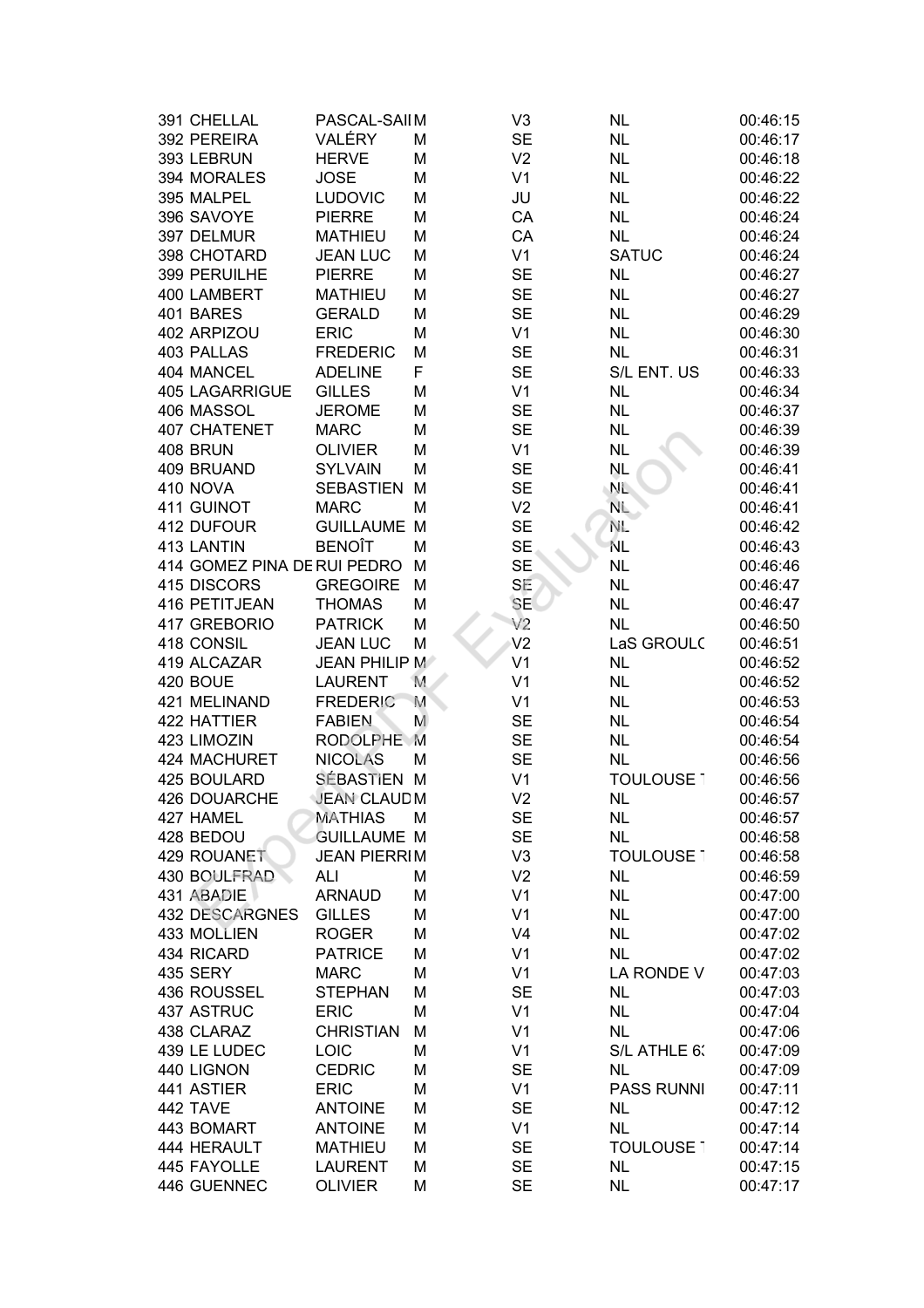| | | | | | | |
|---|---|---|---|---|---|---|
| 391 | CHELLAL | PASCAL-SAI | M | V3 | NL | 00:46:15 |
| 392 | PEREIRA | VALÉRY | M | SE | NL | 00:46:17 |
| 393 | LEBRUN | HERVE | M | V2 | NL | 00:46:18 |
| 394 | MORALES | JOSE | M | V1 | NL | 00:46:22 |
| 395 | MALPEL | LUDOVIC | M | JU | NL | 00:46:22 |
| 396 | SAVOYE | PIERRE | M | CA | NL | 00:46:24 |
| 397 | DELMUR | MATHIEU | M | CA | NL | 00:46:24 |
| 398 | CHOTARD | JEAN LUC | M | V1 | SATUC | 00:46:24 |
| 399 | PERUILHE | PIERRE | M | SE | NL | 00:46:27 |
| 400 | LAMBERT | MATHIEU | M | SE | NL | 00:46:27 |
| 401 | BARES | GERALD | M | SE | NL | 00:46:29 |
| 402 | ARPIZOU | ERIC | M | V1 | NL | 00:46:30 |
| 403 | PALLAS | FREDERIC | M | SE | NL | 00:46:31 |
| 404 | MANCEL | ADELINE | F | SE | S/L ENT. US | 00:46:33 |
| 405 | LAGARRIGUE | GILLES | M | V1 | NL | 00:46:34 |
| 406 | MASSOL | JEROME | M | SE | NL | 00:46:37 |
| 407 | CHATENET | MARC | M | SE | NL | 00:46:39 |
| 408 | BRUN | OLIVIER | M | V1 | NL | 00:46:39 |
| 409 | BRUAND | SYLVAIN | M | SE | NL | 00:46:41 |
| 410 | NOVA | SEBASTIEN | M | SE | NL | 00:46:41 |
| 411 | GUINOT | MARC | M | V2 | NL | 00:46:41 |
| 412 | DUFOUR | GUILLAUME | M | SE | NL | 00:46:42 |
| 413 | LANTIN | BENOÎT | M | SE | NL | 00:46:43 |
| 414 | GOMEZ PINA DE | RUI PEDRO | M | SE | NL | 00:46:46 |
| 415 | DISCORS | GREGOIRE | M | SE | NL | 00:46:47 |
| 416 | PETITJEAN | THOMAS | M | SE | NL | 00:46:47 |
| 417 | GREBORIO | PATRICK | M | V2 | NL | 00:46:50 |
| 418 | CONSIL | JEAN LUC | M | V2 | LaS GROULC | 00:46:51 |
| 419 | ALCAZAR | JEAN PHILIP | M | V1 | NL | 00:46:52 |
| 420 | BOUE | LAURENT | M | V1 | NL | 00:46:52 |
| 421 | MELINAND | FREDERIC | M | V1 | NL | 00:46:53 |
| 422 | HATTIER | FABIEN | M | SE | NL | 00:46:54 |
| 423 | LIMOZIN | RODOLPHE | M | SE | NL | 00:46:54 |
| 424 | MACHURET | NICOLAS | M | SE | NL | 00:46:56 |
| 425 | BOULARD | SÉBASTIEN | M | V1 | TOULOUSE | 00:46:56 |
| 426 | DOUARCHE | JEAN CLAUD | M | V2 | NL | 00:46:57 |
| 427 | HAMEL | MATHIAS | M | SE | NL | 00:46:57 |
| 428 | BEDOU | GUILLAUME | M | SE | NL | 00:46:58 |
| 429 | ROUANET | JEAN PIERRI | M | V3 | TOULOUSE | 00:46:58 |
| 430 | BOULFRAD | ALI | M | V2 | NL | 00:46:59 |
| 431 | ABADIE | ARNAUD | M | V1 | NL | 00:47:00 |
| 432 | DESCARGNES | GILLES | M | V1 | NL | 00:47:00 |
| 433 | MOLLIEN | ROGER | M | V4 | NL | 00:47:02 |
| 434 | RICARD | PATRICE | M | V1 | NL | 00:47:02 |
| 435 | SERY | MARC | M | V1 | LA RONDE V | 00:47:03 |
| 436 | ROUSSEL | STEPHAN | M | SE | NL | 00:47:03 |
| 437 | ASTRUC | ERIC | M | V1 | NL | 00:47:04 |
| 438 | CLARAZ | CHRISTIAN | M | V1 | NL | 00:47:06 |
| 439 | LE LUDEC | LOIC | M | V1 | S/L ATHLE 63 | 00:47:09 |
| 440 | LIGNON | CEDRIC | M | SE | NL | 00:47:09 |
| 441 | ASTIER | ERIC | M | V1 | PASS RUNNI | 00:47:11 |
| 442 | TAVE | ANTOINE | M | SE | NL | 00:47:12 |
| 443 | BOMART | ANTOINE | M | V1 | NL | 00:47:14 |
| 444 | HERAULT | MATHIEU | M | SE | TOULOUSE | 00:47:14 |
| 445 | FAYOLLE | LAURENT | M | SE | NL | 00:47:15 |
| 446 | GUENNEC | OLIVIER | M | SE | NL | 00:47:17 |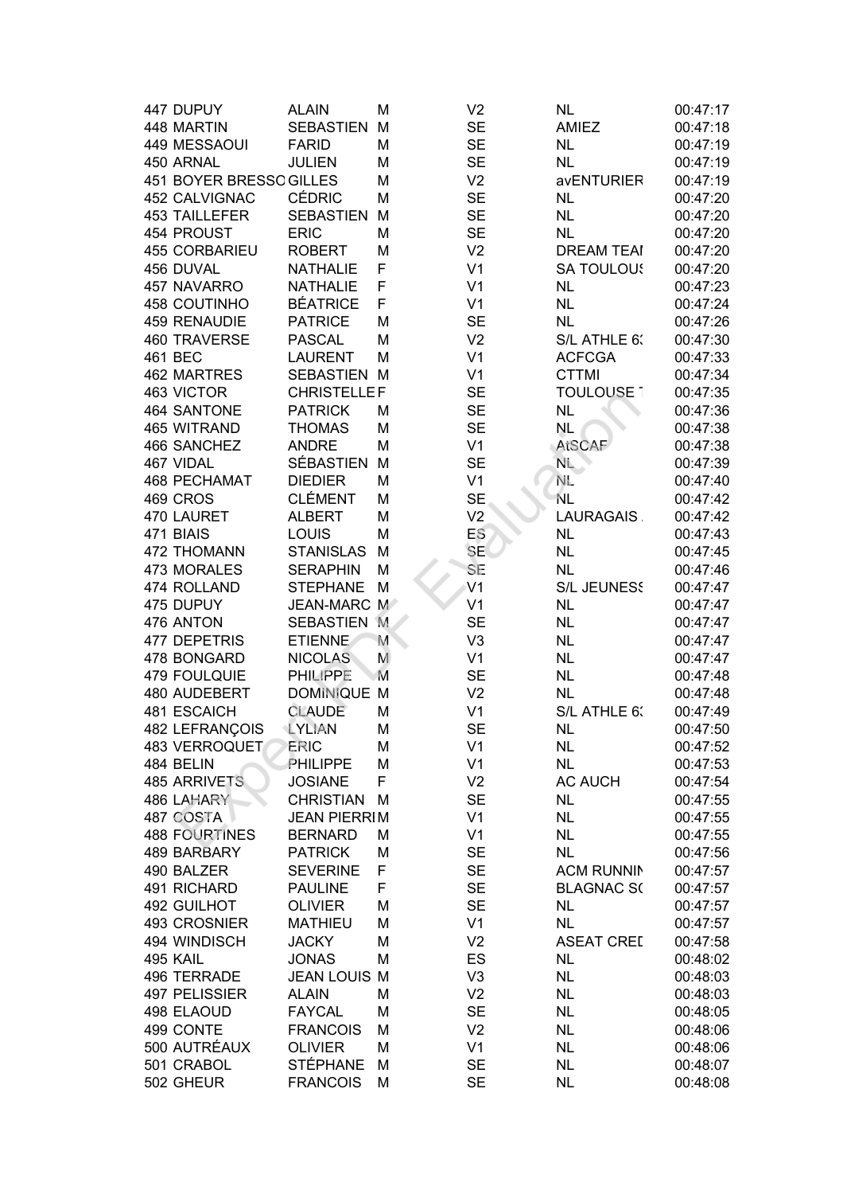| | | | | | | |
|---|---|---|---|---|---|---|
| 447 | DUPUY | ALAIN | M | V2 | NL | 00:47:17 |
| 448 | MARTIN | SEBASTIEN | M | SE | AMIEZ | 00:47:18 |
| 449 | MESSAOUI | FARID | M | SE | NL | 00:47:19 |
| 450 | ARNAL | JULIEN | M | SE | NL | 00:47:19 |
| 451 | BOYER BRESSO | GILLES | M | V2 | avENTURIER | 00:47:19 |
| 452 | CALVIGNAC | CÉDRIC | M | SE | NL | 00:47:20 |
| 453 | TAILLEFER | SEBASTIEN | M | SE | NL | 00:47:20 |
| 454 | PROUST | ERIC | M | SE | NL | 00:47:20 |
| 455 | CORBARIEU | ROBERT | M | V2 | DREAM TEAI | 00:47:20 |
| 456 | DUVAL | NATHALIE | F | V1 | SA TOULOUS | 00:47:20 |
| 457 | NAVARRO | NATHALIE | F | V1 | NL | 00:47:23 |
| 458 | COUTINHO | BÉATRICE | F | V1 | NL | 00:47:24 |
| 459 | RENAUDIE | PATRICE | M | SE | NL | 00:47:26 |
| 460 | TRAVERSE | PASCAL | M | V2 | S/L ATHLE 63 | 00:47:30 |
| 461 | BEC | LAURENT | M | V1 | ACFCGA | 00:47:33 |
| 462 | MARTRES | SEBASTIEN | M | V1 | CTTMI | 00:47:34 |
| 463 | VICTOR | CHRISTELLE | F | SE | TOULOUSE | 00:47:35 |
| 464 | SANTONE | PATRICK | M | SE | NL | 00:47:36 |
| 465 | WITRAND | THOMAS | M | SE | NL | 00:47:38 |
| 466 | SANCHEZ | ANDRE | M | V1 | AtSCAF | 00:47:38 |
| 467 | VIDAL | SÉBASTIEN | M | SE | NL | 00:47:39 |
| 468 | PECHAMAT | DIEDIER | M | V1 | NL | 00:47:40 |
| 469 | CROS | CLÉMENT | M | SE | NL | 00:47:42 |
| 470 | LAURET | ALBERT | M | V2 | LAURAGAIS | 00:47:42 |
| 471 | BIAIS | LOUIS | M | ES | NL | 00:47:43 |
| 472 | THOMANN | STANISLAS | M | SE | NL | 00:47:45 |
| 473 | MORALES | SERAPHIN | M | SE | NL | 00:47:46 |
| 474 | ROLLAND | STEPHANE | M | V1 | S/L JEUNESS | 00:47:47 |
| 475 | DUPUY | JEAN-MARC | M | V1 | NL | 00:47:47 |
| 476 | ANTON | SEBASTIEN | M | SE | NL | 00:47:47 |
| 477 | DEPETRIS | ETIENNE | M | V3 | NL | 00:47:47 |
| 478 | BONGARD | NICOLAS | M | V1 | NL | 00:47:47 |
| 479 | FOULQUIE | PHILIPPE | M | SE | NL | 00:47:48 |
| 480 | AUDEBERT | DOMINIQUE | M | V2 | NL | 00:47:48 |
| 481 | ESCAICH | CLAUDE | M | V1 | S/L ATHLE 63 | 00:47:49 |
| 482 | LEFRANÇOIS | LYLIAN | M | SE | NL | 00:47:50 |
| 483 | VERROQUET | ERIC | M | V1 | NL | 00:47:52 |
| 484 | BELIN | PHILIPPE | M | V1 | NL | 00:47:53 |
| 485 | ARRIVETS | JOSIANE | F | V2 | AC AUCH | 00:47:54 |
| 486 | LAHARY | CHRISTIAN | M | SE | NL | 00:47:55 |
| 487 | COSTA | JEAN PIERRI | M | V1 | NL | 00:47:55 |
| 488 | FOURTINES | BERNARD | M | V1 | NL | 00:47:55 |
| 489 | BARBARY | PATRICK | M | SE | NL | 00:47:56 |
| 490 | BALZER | SEVERINE | F | SE | ACM RUNNIN | 00:47:57 |
| 491 | RICHARD | PAULINE | F | SE | BLAGNAC S( | 00:47:57 |
| 492 | GUILHOT | OLIVIER | M | SE | NL | 00:47:57 |
| 493 | CROSNIER | MATHIEU | M | V1 | NL | 00:47:57 |
| 494 | WINDISCH | JACKY | M | V2 | ASEAT CREI | 00:47:58 |
| 495 | KAIL | JONAS | M | ES | NL | 00:48:02 |
| 496 | TERRADE | JEAN LOUIS | M | V3 | NL | 00:48:03 |
| 497 | PELISSIER | ALAIN | M | V2 | NL | 00:48:03 |
| 498 | ELAOUD | FAYCAL | M | SE | NL | 00:48:05 |
| 499 | CONTE | FRANCOIS | M | V2 | NL | 00:48:06 |
| 500 | AUTRÉAUX | OLIVIER | M | V1 | NL | 00:48:06 |
| 501 | CRABOL | STÉPHANE | M | SE | NL | 00:48:07 |
| 502 | GHEUR | FRANCOIS | M | SE | NL | 00:48:08 |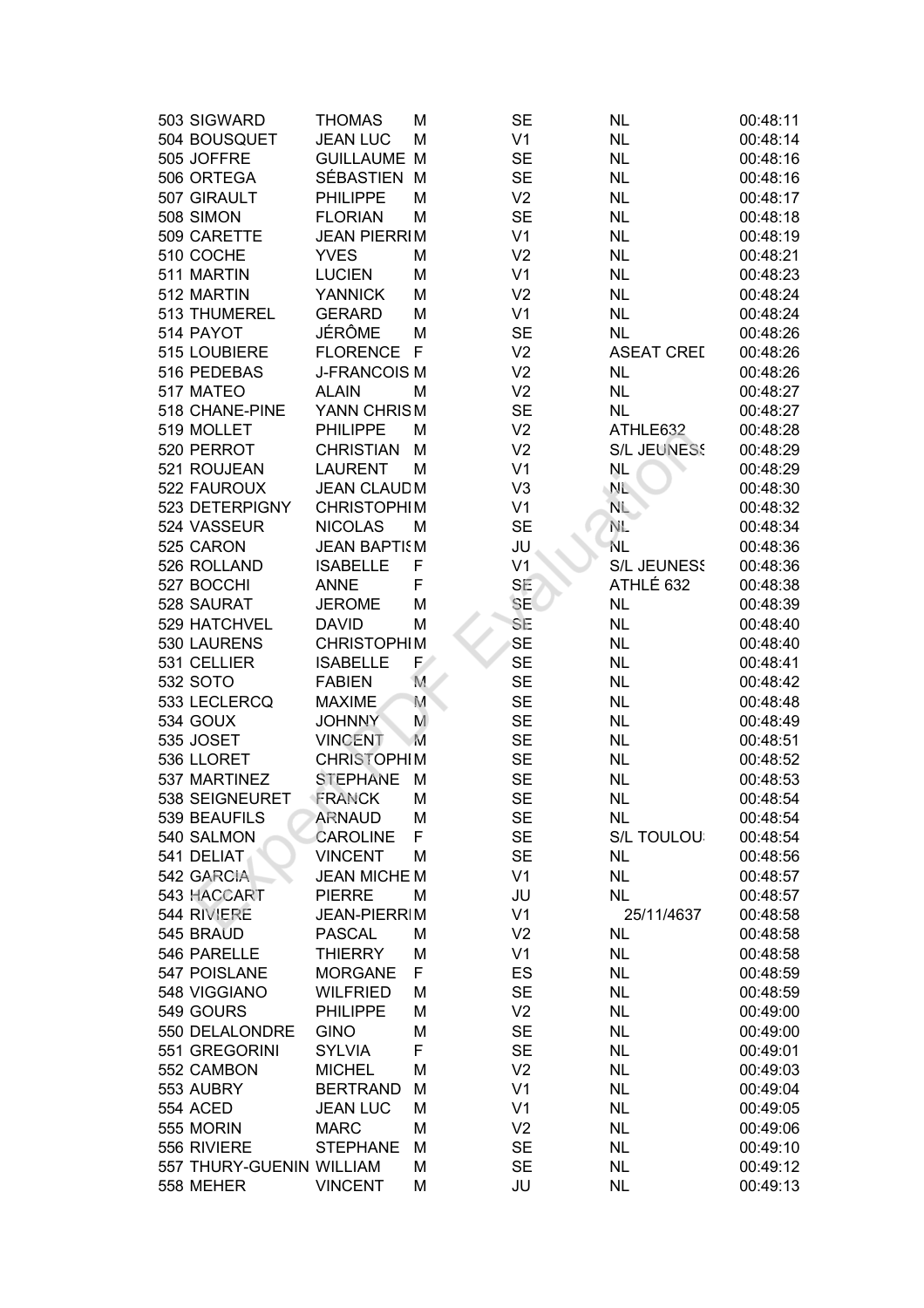| | | | | | | |
|---|---|---|---|---|---|---|
| 503 | SIGWARD | THOMAS | M | SE | NL | 00:48:11 |
| 504 | BOUSQUET | JEAN LUC | M | V1 | NL | 00:48:14 |
| 505 | JOFFRE | GUILLAUME | M | SE | NL | 00:48:16 |
| 506 | ORTEGA | SÉBASTIEN | M | SE | NL | 00:48:16 |
| 507 | GIRAULT | PHILIPPE | M | V2 | NL | 00:48:17 |
| 508 | SIMON | FLORIAN | M | SE | NL | 00:48:18 |
| 509 | CARETTE | JEAN PIERRI | M | V1 | NL | 00:48:19 |
| 510 | COCHE | YVES | M | V2 | NL | 00:48:21 |
| 511 | MARTIN | LUCIEN | M | V1 | NL | 00:48:23 |
| 512 | MARTIN | YANNICK | M | V2 | NL | 00:48:24 |
| 513 | THUMEREL | GERARD | M | V1 | NL | 00:48:24 |
| 514 | PAYOT | JÉRÔME | M | SE | NL | 00:48:26 |
| 515 | LOUBIERE | FLORENCE | F | V2 | ASEAT CREI | 00:48:26 |
| 516 | PEDEBAS | J-FRANCOIS | M | V2 | NL | 00:48:26 |
| 517 | MATEO | ALAIN | M | V2 | NL | 00:48:27 |
| 518 | CHANE-PINE | YANN CHRIS | M | SE | NL | 00:48:27 |
| 519 | MOLLET | PHILIPPE | M | V2 | ATHLE632 | 00:48:28 |
| 520 | PERROT | CHRISTIAN | M | V2 | S/L JEUNESS | 00:48:29 |
| 521 | ROUJEAN | LAURENT | M | V1 | NL | 00:48:29 |
| 522 | FAUROUX | JEAN CLAUD | M | V3 | NL | 00:48:30 |
| 523 | DETERPIGNY | CHRISTOPHI | M | V1 | NL | 00:48:32 |
| 524 | VASSEUR | NICOLAS | M | SE | NL | 00:48:34 |
| 525 | CARON | JEAN BAPTIS | M | JU | NL | 00:48:36 |
| 526 | ROLLAND | ISABELLE | F | V1 | S/L JEUNESS | 00:48:36 |
| 527 | BOCCHI | ANNE | F | SE | ATHLÉ 632 | 00:48:38 |
| 528 | SAURAT | JEROME | M | SE | NL | 00:48:39 |
| 529 | HATCHVEL | DAVID | M | SE | NL | 00:48:40 |
| 530 | LAURENS | CHRISTOPHI | M | SE | NL | 00:48:40 |
| 531 | CELLIER | ISABELLE | F | SE | NL | 00:48:41 |
| 532 | SOTO | FABIEN | M | SE | NL | 00:48:42 |
| 533 | LECLERCQ | MAXIME | M | SE | NL | 00:48:48 |
| 534 | GOUX | JOHNNY | M | SE | NL | 00:48:49 |
| 535 | JOSET | VINCENT | M | SE | NL | 00:48:51 |
| 536 | LLORET | CHRISTOPHI | M | SE | NL | 00:48:52 |
| 537 | MARTINEZ | STEPHANE | M | SE | NL | 00:48:53 |
| 538 | SEIGNEURET | FRANCK | M | SE | NL | 00:48:54 |
| 539 | BEAUFILS | ARNAUD | M | SE | NL | 00:48:54 |
| 540 | SALMON | CAROLINE | F | SE | S/L TOULOU | 00:48:54 |
| 541 | DELIAT | VINCENT | M | SE | NL | 00:48:56 |
| 542 | GARCIA | JEAN MICHE | M | V1 | NL | 00:48:57 |
| 543 | HACCART | PIERRE | M | JU | NL | 00:48:57 |
| 544 | RIVIERE | JEAN-PIERRI | M | V1 | 25/11/4637 | 00:48:58 |
| 545 | BRAUD | PASCAL | M | V2 | NL | 00:48:58 |
| 546 | PARELLE | THIERRY | M | V1 | NL | 00:48:58 |
| 547 | POISLANE | MORGANE | F | ES | NL | 00:48:59 |
| 548 | VIGGIANO | WILFRIED | M | SE | NL | 00:48:59 |
| 549 | GOURS | PHILIPPE | M | V2 | NL | 00:49:00 |
| 550 | DELALONDRE | GINO | M | SE | NL | 00:49:00 |
| 551 | GREGORINI | SYLVIA | F | SE | NL | 00:49:01 |
| 552 | CAMBON | MICHEL | M | V2 | NL | 00:49:03 |
| 553 | AUBRY | BERTRAND | M | V1 | NL | 00:49:04 |
| 554 | ACED | JEAN LUC | M | V1 | NL | 00:49:05 |
| 555 | MORIN | MARC | M | V2 | NL | 00:49:06 |
| 556 | RIVIERE | STEPHANE | M | SE | NL | 00:49:10 |
| 557 | THURY-GUENIN | WILLIAM | M | SE | NL | 00:49:12 |
| 558 | MEHER | VINCENT | M | JU | NL | 00:49:13 |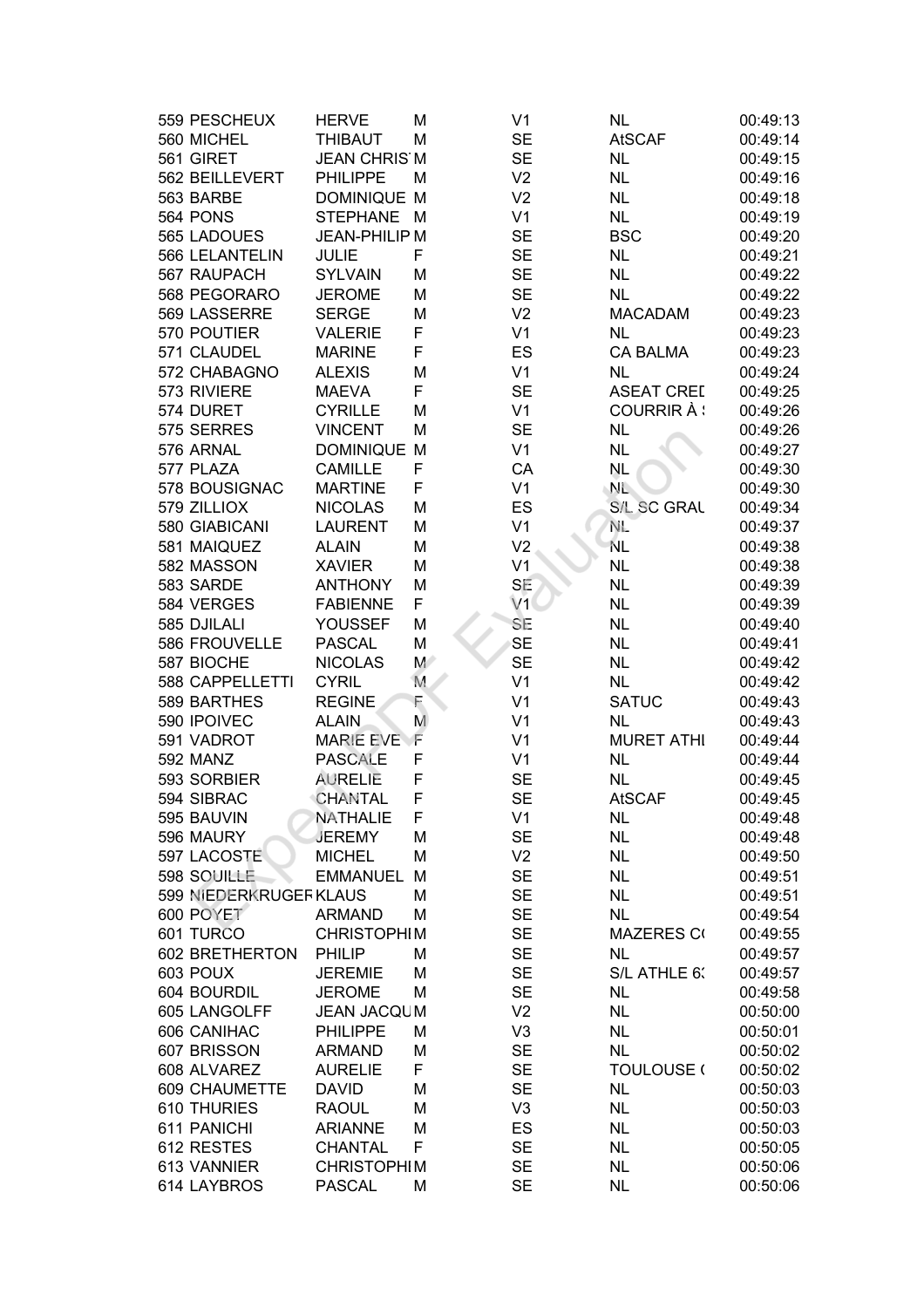| | | | | | | |
|---|---|---|---|---|---|---|
| 559 | PESCHEUX | HERVE | M | V1 | NL | 00:49:13 |
| 560 | MICHEL | THIBAUT | M | SE | AtSCAF | 00:49:14 |
| 561 | GIRET | JEAN CHRIS | M | SE | NL | 00:49:15 |
| 562 | BEILLEVERT | PHILIPPE | M | V2 | NL | 00:49:16 |
| 563 | BARBE | DOMINIQUE | M | V2 | NL | 00:49:18 |
| 564 | PONS | STEPHANE | M | V1 | NL | 00:49:19 |
| 565 | LADOUES | JEAN-PHILIP | M | SE | BSC | 00:49:20 |
| 566 | LELANTELIN | JULIE | F | SE | NL | 00:49:21 |
| 567 | RAUPACH | SYLVAIN | M | SE | NL | 00:49:22 |
| 568 | PEGORARO | JEROME | M | SE | NL | 00:49:22 |
| 569 | LASSERRE | SERGE | M | V2 | MACADAM | 00:49:23 |
| 570 | POUTIER | VALERIE | F | V1 | NL | 00:49:23 |
| 571 | CLAUDEL | MARINE | F | ES | CA BALMA | 00:49:23 |
| 572 | CHABAGNO | ALEXIS | M | V1 | NL | 00:49:24 |
| 573 | RIVIERE | MAEVA | F | SE | ASEAT CREI | 00:49:25 |
| 574 | DURET | CYRILLE | M | V1 | COURRIR À | 00:49:26 |
| 575 | SERRES | VINCENT | M | SE | NL | 00:49:26 |
| 576 | ARNAL | DOMINIQUE | M | V1 | NL | 00:49:27 |
| 577 | PLAZA | CAMILLE | F | CA | NL | 00:49:30 |
| 578 | BOUSIGNAC | MARTINE | F | V1 | NL | 00:49:30 |
| 579 | ZILLIOX | NICOLAS | M | ES | S/L SC GRAU | 00:49:34 |
| 580 | GIABICANI | LAURENT | M | V1 | NL | 00:49:37 |
| 581 | MAIQUEZ | ALAIN | M | V2 | NL | 00:49:38 |
| 582 | MASSON | XAVIER | M | V1 | NL | 00:49:38 |
| 583 | SARDE | ANTHONY | M | SE | NL | 00:49:39 |
| 584 | VERGES | FABIENNE | F | V1 | NL | 00:49:39 |
| 585 | DJILALI | YOUSSEF | M | SE | NL | 00:49:40 |
| 586 | FROUVELLE | PASCAL | M | SE | NL | 00:49:41 |
| 587 | BIOCHE | NICOLAS | M | SE | NL | 00:49:42 |
| 588 | CAPPELLETTI | CYRIL | M | V1 | NL | 00:49:42 |
| 589 | BARTHES | REGINE | F | V1 | SATUC | 00:49:43 |
| 590 | IPOIVEC | ALAIN | M | V1 | NL | 00:49:43 |
| 591 | VADROT | MARIE EVE | F | V1 | MURET ATHI | 00:49:44 |
| 592 | MANZ | PASCALE | F | V1 | NL | 00:49:44 |
| 593 | SORBIER | AURELIE | F | SE | NL | 00:49:45 |
| 594 | SIBRAC | CHANTAL | F | SE | AtSCAF | 00:49:45 |
| 595 | BAUVIN | NATHALIE | F | V1 | NL | 00:49:48 |
| 596 | MAURY | JEREMY | M | SE | NL | 00:49:48 |
| 597 | LACOSTE | MICHEL | M | V2 | NL | 00:49:50 |
| 598 | SOUILLE | EMMANUEL | M | SE | NL | 00:49:51 |
| 599 | NIEDERKRUGER | KLAUS | M | SE | NL | 00:49:51 |
| 600 | POYET | ARMAND | M | SE | NL | 00:49:54 |
| 601 | TURCO | CHRISTOPHI | M | SE | MAZERES C( | 00:49:55 |
| 602 | BRETHERTON | PHILIP | M | SE | NL | 00:49:57 |
| 603 | POUX | JEREMIE | M | SE | S/L ATHLE 6: | 00:49:57 |
| 604 | BOURDIL | JEROME | M | SE | NL | 00:49:58 |
| 605 | LANGOLFF | JEAN JACQU | M | V2 | NL | 00:50:00 |
| 606 | CANIHAC | PHILIPPE | M | V3 | NL | 00:50:01 |
| 607 | BRISSON | ARMAND | M | SE | NL | 00:50:02 |
| 608 | ALVAREZ | AURELIE | F | SE | TOULOUSE ( | 00:50:02 |
| 609 | CHAUMETTE | DAVID | M | SE | NL | 00:50:03 |
| 610 | THURIES | RAOUL | M | V3 | NL | 00:50:03 |
| 611 | PANICHI | ARIANNE | M | ES | NL | 00:50:03 |
| 612 | RESTES | CHANTAL | F | SE | NL | 00:50:05 |
| 613 | VANNIER | CHRISTOPHI | M | SE | NL | 00:50:06 |
| 614 | LAYBROS | PASCAL | M | SE | NL | 00:50:06 |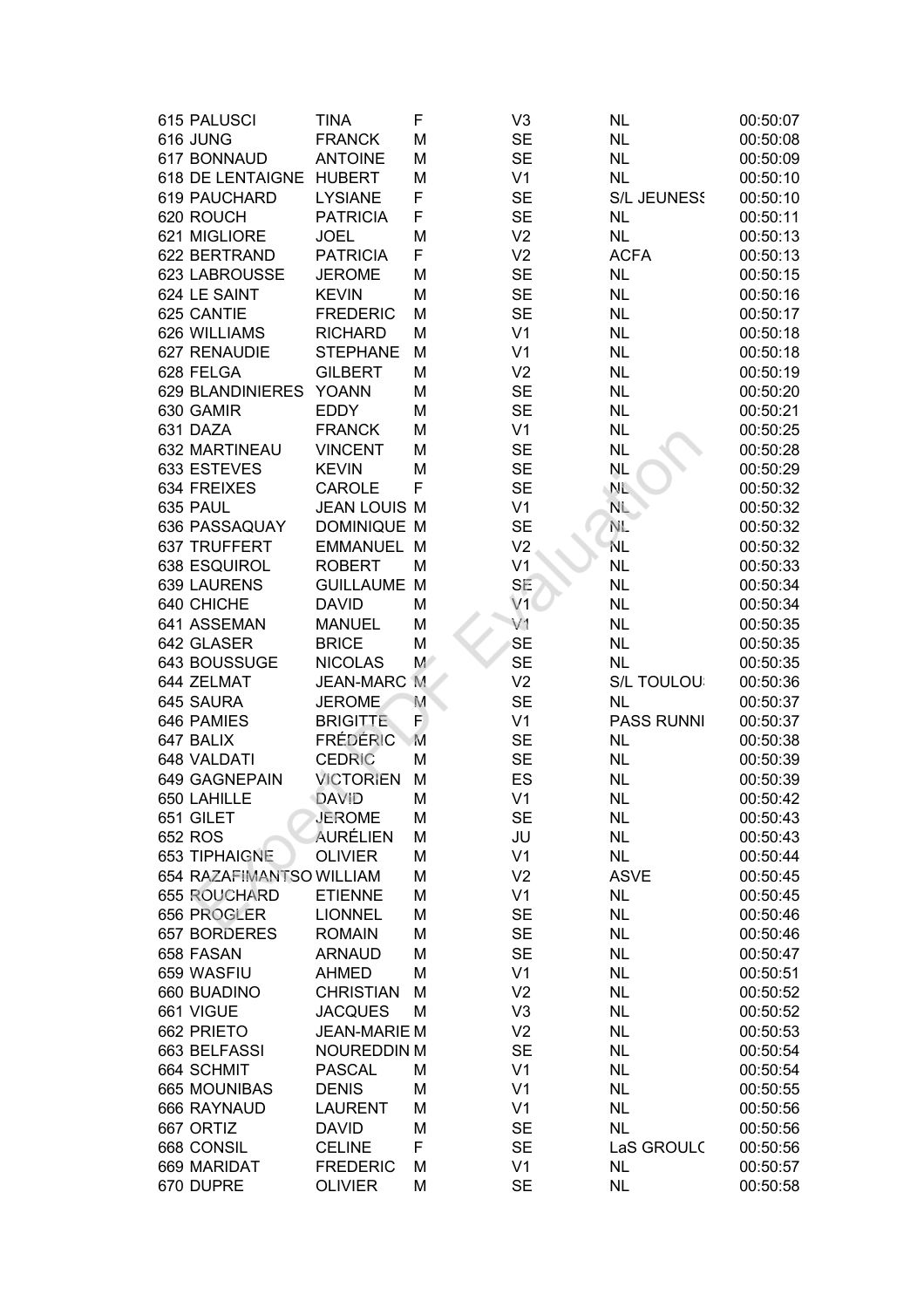| | | | | | | |
|---|---|---|---|---|---|---|
| 615 | PALUSCI | TINA | F | V3 | NL | 00:50:07 |
| 616 | JUNG | FRANCK | M | SE | NL | 00:50:08 |
| 617 | BONNAUD | ANTOINE | M | SE | NL | 00:50:09 |
| 618 | DE LENTAIGNE | HUBERT | M | V1 | NL | 00:50:10 |
| 619 | PAUCHARD | LYSIANE | F | SE | S/L JEUNESS | 00:50:10 |
| 620 | ROUCH | PATRICIA | F | SE | NL | 00:50:11 |
| 621 | MIGLIORE | JOEL | M | V2 | NL | 00:50:13 |
| 622 | BERTRAND | PATRICIA | F | V2 | ACFA | 00:50:13 |
| 623 | LABROUSSE | JEROME | M | SE | NL | 00:50:15 |
| 624 | LE SAINT | KEVIN | M | SE | NL | 00:50:16 |
| 625 | CANTIE | FREDERIC | M | SE | NL | 00:50:17 |
| 626 | WILLIAMS | RICHARD | M | V1 | NL | 00:50:18 |
| 627 | RENAUDIE | STEPHANE | M | V1 | NL | 00:50:18 |
| 628 | FELGA | GILBERT | M | V2 | NL | 00:50:19 |
| 629 | BLANDINIERES | YOANN | M | SE | NL | 00:50:20 |
| 630 | GAMIR | EDDY | M | SE | NL | 00:50:21 |
| 631 | DAZA | FRANCK | M | V1 | NL | 00:50:25 |
| 632 | MARTINEAU | VINCENT | M | SE | NL | 00:50:28 |
| 633 | ESTEVES | KEVIN | M | SE | NL | 00:50:29 |
| 634 | FREIXES | CAROLE | F | SE | NL | 00:50:32 |
| 635 | PAUL | JEAN LOUIS | M | V1 | NL | 00:50:32 |
| 636 | PASSAQUAY | DOMINIQUE | M | SE | NL | 00:50:32 |
| 637 | TRUFFERT | EMMANUEL | M | V2 | NL | 00:50:32 |
| 638 | ESQUIROL | ROBERT | M | V1 | NL | 00:50:33 |
| 639 | LAURENS | GUILLAUME | M | SE | NL | 00:50:34 |
| 640 | CHICHE | DAVID | M | V1 | NL | 00:50:34 |
| 641 | ASSEMAN | MANUEL | M | V1 | NL | 00:50:35 |
| 642 | GLASER | BRICE | M | SE | NL | 00:50:35 |
| 643 | BOUSSUGE | NICOLAS | M | SE | NL | 00:50:35 |
| 644 | ZELMAT | JEAN-MARC | M | V2 | S/L TOULOU | 00:50:36 |
| 645 | SAURA | JEROME | M | SE | NL | 00:50:37 |
| 646 | PAMIES | BRIGITTE | F | V1 | PASS RUNNI | 00:50:37 |
| 647 | BALIX | FRÉDÉRIC | M | SE | NL | 00:50:38 |
| 648 | VALDATI | CEDRIC | M | SE | NL | 00:50:39 |
| 649 | GAGNEPAIN | VICTORIEN | M | ES | NL | 00:50:39 |
| 650 | LAHILLE | DAVID | M | V1 | NL | 00:50:42 |
| 651 | GILET | JEROME | M | SE | NL | 00:50:43 |
| 652 | ROS | AURÉLIEN | M | JU | NL | 00:50:43 |
| 653 | TIPHAIGNE | OLIVIER | M | V1 | NL | 00:50:44 |
| 654 | RAZAFIMANTSO | WILLIAM | M | V2 | ASVE | 00:50:45 |
| 655 | ROUCHARD | ETIENNE | M | V1 | NL | 00:50:45 |
| 656 | PROGLER | LIONNEL | M | SE | NL | 00:50:46 |
| 657 | BORDERES | ROMAIN | M | SE | NL | 00:50:46 |
| 658 | FASAN | ARNAUD | M | SE | NL | 00:50:47 |
| 659 | WASFIU | AHMED | M | V1 | NL | 00:50:51 |
| 660 | BUADINO | CHRISTIAN | M | V2 | NL | 00:50:52 |
| 661 | VIGUE | JACQUES | M | V3 | NL | 00:50:52 |
| 662 | PRIETO | JEAN-MARIE | M | V2 | NL | 00:50:53 |
| 663 | BELFASSI | NOUREDDIN | M | SE | NL | 00:50:54 |
| 664 | SCHMIT | PASCAL | M | V1 | NL | 00:50:54 |
| 665 | MOUNIBAS | DENIS | M | V1 | NL | 00:50:55 |
| 666 | RAYNAUD | LAURENT | M | V1 | NL | 00:50:56 |
| 667 | ORTIZ | DAVID | M | SE | NL | 00:50:56 |
| 668 | CONSIL | CELINE | F | SE | LaS GROULC | 00:50:56 |
| 669 | MARIDAT | FREDERIC | M | V1 | NL | 00:50:57 |
| 670 | DUPRE | OLIVIER | M | SE | NL | 00:50:58 |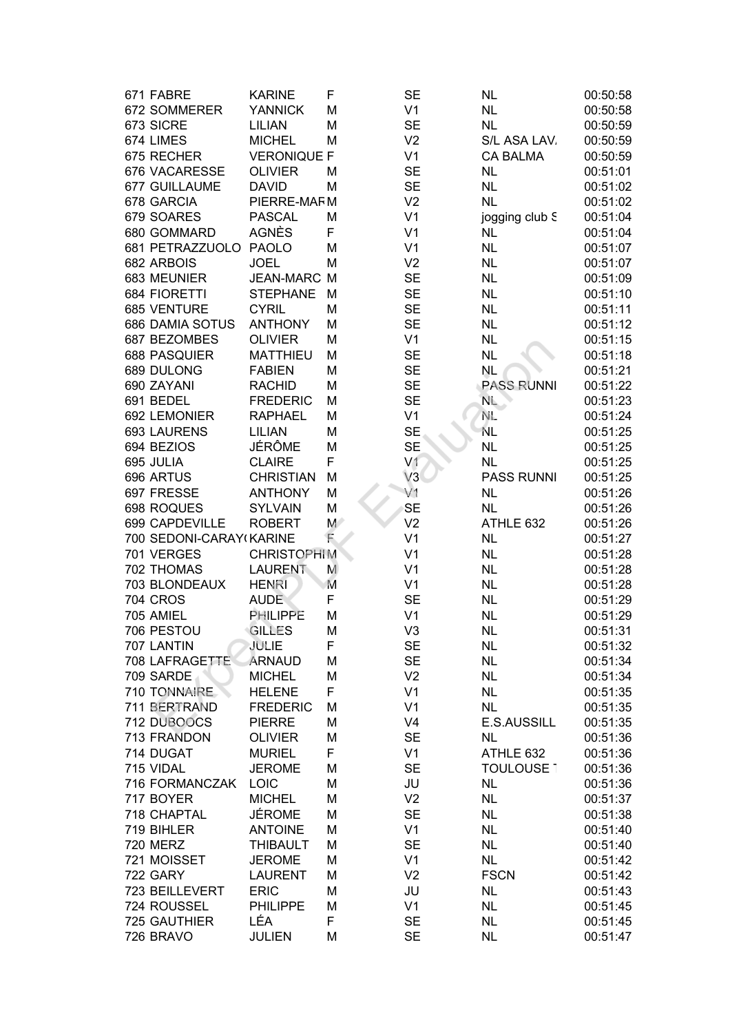| | | | | | | |
|---|---|---|---|---|---|---|
| 671 | FABRE | KARINE | F | SE | NL | 00:50:58 |
| 672 | SOMMERER | YANNICK | M | V1 | NL | 00:50:58 |
| 673 | SICRE | LILIAN | M | SE | NL | 00:50:59 |
| 674 | LIMES | MICHEL | M | V2 | S/L ASA LAV. | 00:50:59 |
| 675 | RECHER | VERONIQUE | F | V1 | CA BALMA | 00:50:59 |
| 676 | VACARESSE | OLIVIER | M | SE | NL | 00:51:01 |
| 677 | GUILLAUME | DAVID | M | SE | NL | 00:51:02 |
| 678 | GARCIA | PIERRE-MAR | M | V2 | NL | 00:51:02 |
| 679 | SOARES | PASCAL | M | V1 | jogging club S | 00:51:04 |
| 680 | GOMMARD | AGNÈS | F | V1 | NL | 00:51:04 |
| 681 | PETRAZZUOLO | PAOLO | M | V1 | NL | 00:51:07 |
| 682 | ARBOIS | JOEL | M | V2 | NL | 00:51:07 |
| 683 | MEUNIER | JEAN-MARC | M | SE | NL | 00:51:09 |
| 684 | FIORETTI | STEPHANE | M | SE | NL | 00:51:10 |
| 685 | VENTURE | CYRIL | M | SE | NL | 00:51:11 |
| 686 | DAMIA SOTUS | ANTHONY | M | SE | NL | 00:51:12 |
| 687 | BEZOMBES | OLIVIER | M | V1 | NL | 00:51:15 |
| 688 | PASQUIER | MATTHIEU | M | SE | NL | 00:51:18 |
| 689 | DULONG | FABIEN | M | SE | NL | 00:51:21 |
| 690 | ZAYANI | RACHID | M | SE | PASS RUNNI | 00:51:22 |
| 691 | BEDEL | FREDERIC | M | SE | NL | 00:51:23 |
| 692 | LEMONIER | RAPHAEL | M | V1 | NL | 00:51:24 |
| 693 | LAURENS | LILIAN | M | SE | NL | 00:51:25 |
| 694 | BEZIOS | JÉRÔME | M | SE | NL | 00:51:25 |
| 695 | JULIA | CLAIRE | F | V1 | NL | 00:51:25 |
| 696 | ARTUS | CHRISTIAN | M | V3 | PASS RUNNI | 00:51:25 |
| 697 | FRESSE | ANTHONY | M | V1 | NL | 00:51:26 |
| 698 | ROQUES | SYLVAIN | M | SE | NL | 00:51:26 |
| 699 | CAPDEVILLE | ROBERT | M | V2 | ATHLE 632 | 00:51:26 |
| 700 | SEDONI-CARAY( | KARINE | F | V1 | NL | 00:51:27 |
| 701 | VERGES | CHRISTOPHI | M | V1 | NL | 00:51:28 |
| 702 | THOMAS | LAURENT | M | V1 | NL | 00:51:28 |
| 703 | BLONDEAUX | HENRI | M | V1 | NL | 00:51:28 |
| 704 | CROS | AUDE | F | SE | NL | 00:51:29 |
| 705 | AMIEL | PHILIPPE | M | V1 | NL | 00:51:29 |
| 706 | PESTOU | GILLES | M | V3 | NL | 00:51:31 |
| 707 | LANTIN | JULIE | F | SE | NL | 00:51:32 |
| 708 | LAFRAGETTE | ARNAUD | M | SE | NL | 00:51:34 |
| 709 | SARDE | MICHEL | M | V2 | NL | 00:51:34 |
| 710 | TONNAIRE | HELENE | F | V1 | NL | 00:51:35 |
| 711 | BERTRAND | FREDERIC | M | V1 | NL | 00:51:35 |
| 712 | DUBOOCS | PIERRE | M | V4 | E.S.AUSSILL | 00:51:35 |
| 713 | FRANDON | OLIVIER | M | SE | NL | 00:51:36 |
| 714 | DUGAT | MURIEL | F | V1 | ATHLE 632 | 00:51:36 |
| 715 | VIDAL | JEROME | M | SE | TOULOUSE T | 00:51:36 |
| 716 | FORMANCZAK | LOIC | M | JU | NL | 00:51:36 |
| 717 | BOYER | MICHEL | M | V2 | NL | 00:51:37 |
| 718 | CHAPTAL | JÉROME | M | SE | NL | 00:51:38 |
| 719 | BIHLER | ANTOINE | M | V1 | NL | 00:51:40 |
| 720 | MERZ | THIBAULT | M | SE | NL | 00:51:40 |
| 721 | MOISSET | JEROME | M | V1 | NL | 00:51:42 |
| 722 | GARY | LAURENT | M | V2 | FSCN | 00:51:42 |
| 723 | BEILLEVERT | ERIC | M | JU | NL | 00:51:43 |
| 724 | ROUSSEL | PHILIPPE | M | V1 | NL | 00:51:45 |
| 725 | GAUTHIER | LÉA | F | SE | NL | 00:51:45 |
| 726 | BRAVO | JULIEN | M | SE | NL | 00:51:47 |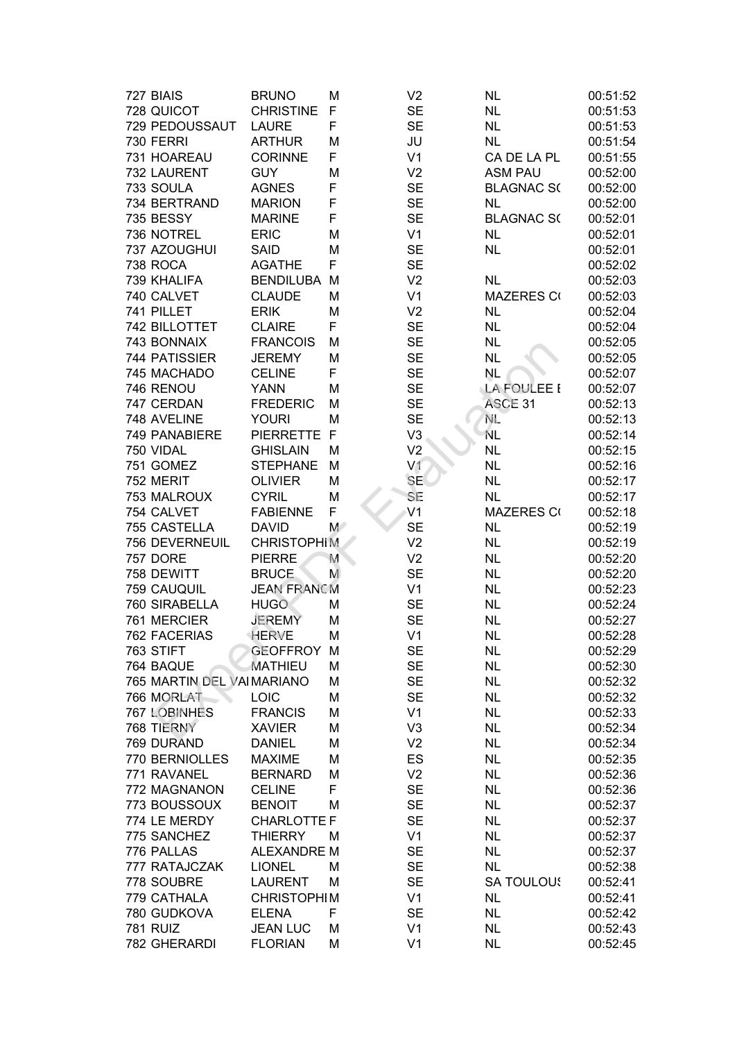| | | | | | | |
|---|---|---|---|---|---|---|
| 727 | BIAIS | BRUNO | M | V2 | NL | 00:51:52 |
| 728 | QUICOT | CHRISTINE | F | SE | NL | 00:51:53 |
| 729 | PEDOUSSAUT | LAURE | F | SE | NL | 00:51:53 |
| 730 | FERRI | ARTHUR | M | JU | NL | 00:51:54 |
| 731 | HOAREAU | CORINNE | F | V1 | CA DE LA PL | 00:51:55 |
| 732 | LAURENT | GUY | M | V2 | ASM PAU | 00:52:00 |
| 733 | SOULA | AGNES | F | SE | BLAGNAC S( | 00:52:00 |
| 734 | BERTRAND | MARION | F | SE | NL | 00:52:00 |
| 735 | BESSY | MARINE | F | SE | BLAGNAC S( | 00:52:01 |
| 736 | NOTREL | ERIC | M | V1 | NL | 00:52:01 |
| 737 | AZOUGHUI | SAID | M | SE | NL | 00:52:01 |
| 738 | ROCA | AGATHE | F | SE | | 00:52:02 |
| 739 | KHALIFA | BENDILUBA | M | V2 | NL | 00:52:03 |
| 740 | CALVET | CLAUDE | M | V1 | MAZERES C( | 00:52:03 |
| 741 | PILLET | ERIK | M | V2 | NL | 00:52:04 |
| 742 | BILLOTTET | CLAIRE | F | SE | NL | 00:52:04 |
| 743 | BONNAIX | FRANCOIS | M | SE | NL | 00:52:05 |
| 744 | PATISSIER | JEREMY | M | SE | NL | 00:52:05 |
| 745 | MACHADO | CELINE | F | SE | NL | 00:52:07 |
| 746 | RENOU | YANN | M | SE | LA FOULEE I | 00:52:07 |
| 747 | CERDAN | FREDERIC | M | SE | ASCE 31 | 00:52:13 |
| 748 | AVELINE | YOURI | M | SE | NL | 00:52:13 |
| 749 | PANABIERE | PIERRETTE | F | V3 | NL | 00:52:14 |
| 750 | VIDAL | GHISLAIN | M | V2 | NL | 00:52:15 |
| 751 | GOMEZ | STEPHANE | M | V1 | NL | 00:52:16 |
| 752 | MERIT | OLIVIER | M | SE | NL | 00:52:17 |
| 753 | MALROUX | CYRIL | M | SE | NL | 00:52:17 |
| 754 | CALVET | FABIENNE | F | V1 | MAZERES C( | 00:52:18 |
| 755 | CASTELLA | DAVID | M | SE | NL | 00:52:19 |
| 756 | DEVERNEUIL | CHRISTOPHI | M | V2 | NL | 00:52:19 |
| 757 | DORE | PIERRE | M | V2 | NL | 00:52:20 |
| 758 | DEWITT | BRUCE | M | SE | NL | 00:52:20 |
| 759 | CAUQUIL | JEAN FRANC | M | V1 | NL | 00:52:23 |
| 760 | SIRABELLA | HUGO | M | SE | NL | 00:52:24 |
| 761 | MERCIER | JEREMY | M | SE | NL | 00:52:27 |
| 762 | FACERIAS | HERVE | M | V1 | NL | 00:52:28 |
| 763 | STIFT | GEOFFROY | M | SE | NL | 00:52:29 |
| 764 | BAQUE | MATHIEU | M | SE | NL | 00:52:30 |
| 765 | MARTIN DEL VAI | MARIANO | M | SE | NL | 00:52:32 |
| 766 | MORLAT | LOIC | M | SE | NL | 00:52:32 |
| 767 | LOBINHES | FRANCIS | M | V1 | NL | 00:52:33 |
| 768 | TIERNY | XAVIER | M | V3 | NL | 00:52:34 |
| 769 | DURAND | DANIEL | M | V2 | NL | 00:52:34 |
| 770 | BERNIOLLES | MAXIME | M | ES | NL | 00:52:35 |
| 771 | RAVANEL | BERNARD | M | V2 | NL | 00:52:36 |
| 772 | MAGNANON | CELINE | F | SE | NL | 00:52:36 |
| 773 | BOUSSOUX | BENOIT | M | SE | NL | 00:52:37 |
| 774 | LE MERDY | CHARLOTTE | F | SE | NL | 00:52:37 |
| 775 | SANCHEZ | THIERRY | M | V1 | NL | 00:52:37 |
| 776 | PALLAS | ALEXANDRE | M | SE | NL | 00:52:37 |
| 777 | RATAJCZAK | LIONEL | M | SE | NL | 00:52:38 |
| 778 | SOUBRE | LAURENT | M | SE | SA TOULOU! | 00:52:41 |
| 779 | CATHALA | CHRISTOPHI | M | V1 | NL | 00:52:41 |
| 780 | GUDKOVA | ELENA | F | SE | NL | 00:52:42 |
| 781 | RUIZ | JEAN LUC | M | V1 | NL | 00:52:43 |
| 782 | GHERARDI | FLORIAN | M | V1 | NL | 00:52:45 |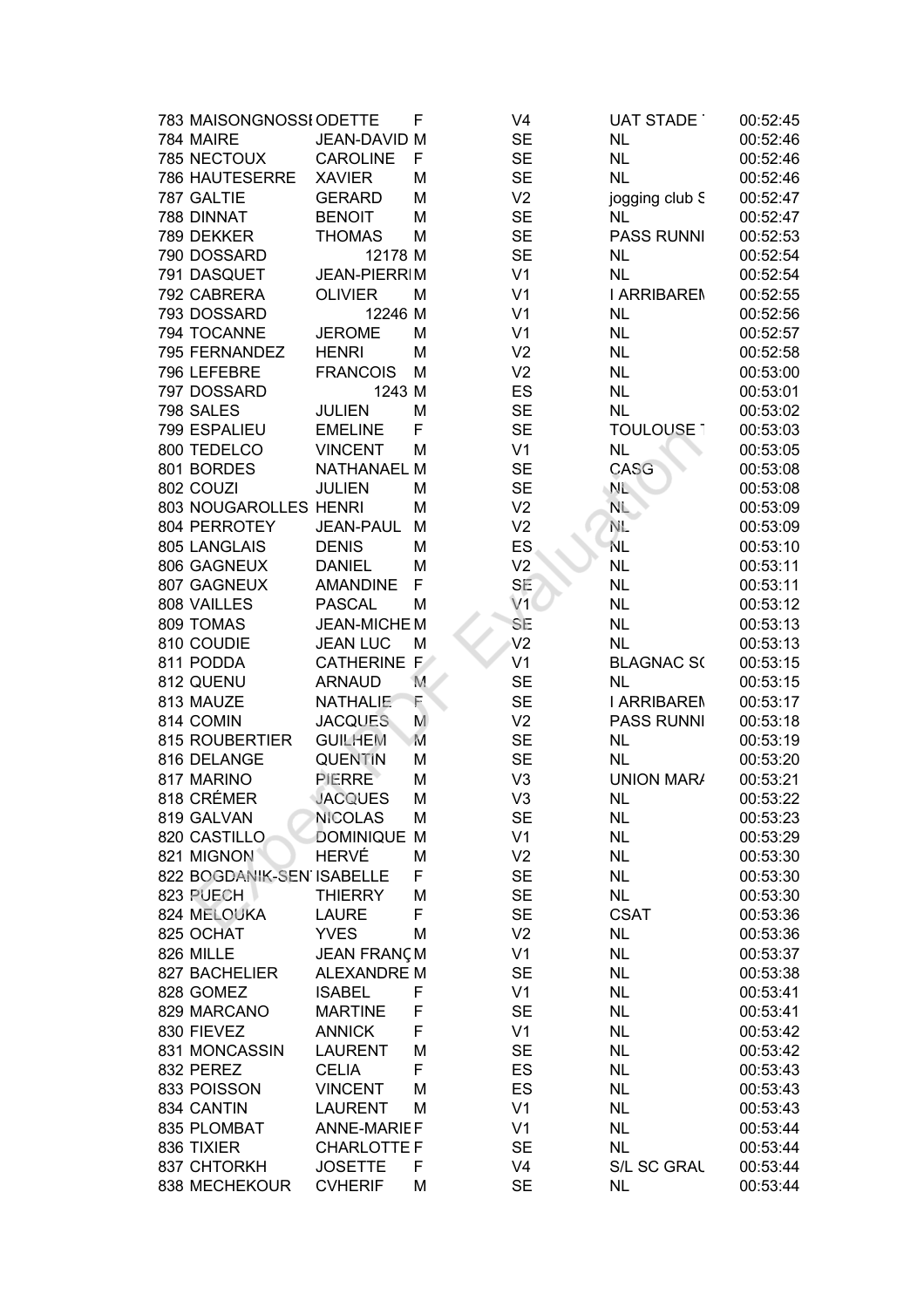| | | | | | | |
|---|---|---|---|---|---|---|
| 783 | MAISONGNOSSI | ODETTE | F | V4 | UAT STADE | 00:52:45 |
| 784 | MAIRE | JEAN-DAVID | M | SE | NL | 00:52:46 |
| 785 | NECTOUX | CAROLINE | F | SE | NL | 00:52:46 |
| 786 | HAUTESERRE | XAVIER | M | SE | NL | 00:52:46 |
| 787 | GALTIE | GERARD | M | V2 | jogging club S | 00:52:47 |
| 788 | DINNAT | BENOIT | M | SE | NL | 00:52:47 |
| 789 | DEKKER | THOMAS | M | SE | PASS RUNNI | 00:52:53 |
| 790 | DOSSARD | 12178 | M | SE | NL | 00:52:54 |
| 791 | DASQUET | JEAN-PIERRI | M | V1 | NL | 00:52:54 |
| 792 | CABRERA | OLIVIER | M | V1 | I ARRIBAREN | 00:52:55 |
| 793 | DOSSARD | 12246 | M | V1 | NL | 00:52:56 |
| 794 | TOCANNE | JEROME | M | V1 | NL | 00:52:57 |
| 795 | FERNANDEZ | HENRI | M | V2 | NL | 00:52:58 |
| 796 | LEFEBRE | FRANCOIS | M | V2 | NL | 00:53:00 |
| 797 | DOSSARD | 1243 | M | ES | NL | 00:53:01 |
| 798 | SALES | JULIEN | M | SE | NL | 00:53:02 |
| 799 | ESPALIEU | EMELINE | F | SE | TOULOUSE | 00:53:03 |
| 800 | TEDELCO | VINCENT | M | V1 | NL | 00:53:05 |
| 801 | BORDES | NATHANAEL | M | SE | CASG | 00:53:08 |
| 802 | COUZI | JULIEN | M | SE | NL | 00:53:08 |
| 803 | NOUGAROLLES | HENRI | M | V2 | NL | 00:53:09 |
| 804 | PERROTEY | JEAN-PAUL | M | V2 | NL | 00:53:09 |
| 805 | LANGLAIS | DENIS | M | ES | NL | 00:53:10 |
| 806 | GAGNEUX | DANIEL | M | V2 | NL | 00:53:11 |
| 807 | GAGNEUX | AMANDINE | F | SE | NL | 00:53:11 |
| 808 | VAILLES | PASCAL | M | V1 | NL | 00:53:12 |
| 809 | TOMAS | JEAN-MICHE | M | SE | NL | 00:53:13 |
| 810 | COUDIE | JEAN LUC | M | V2 | NL | 00:53:13 |
| 811 | PODDA | CATHERINE | F | V1 | BLAGNAC SC | 00:53:15 |
| 812 | QUENU | ARNAUD | M | SE | NL | 00:53:15 |
| 813 | MAUZE | NATHALIE | F | SE | I ARRIBAREN | 00:53:17 |
| 814 | COMIN | JACQUES | M | V2 | PASS RUNNI | 00:53:18 |
| 815 | ROUBERTIER | GUILHEM | M | SE | NL | 00:53:19 |
| 816 | DELANGE | QUENTIN | M | SE | NL | 00:53:20 |
| 817 | MARINO | PIERRE | M | V3 | UNION MARA | 00:53:21 |
| 818 | CRÉMER | JACQUES | M | V3 | NL | 00:53:22 |
| 819 | GALVAN | NICOLAS | M | SE | NL | 00:53:23 |
| 820 | CASTILLO | DOMINIQUE | M | V1 | NL | 00:53:29 |
| 821 | MIGNON | HERVÉ | M | V2 | NL | 00:53:30 |
| 822 | BOGDANIK-SEN | ISABELLE | F | SE | NL | 00:53:30 |
| 823 | PUECH | THIERRY | M | SE | NL | 00:53:30 |
| 824 | MELOUKA | LAURE | F | SE | CSAT | 00:53:36 |
| 825 | OCHAT | YVES | M | V2 | NL | 00:53:36 |
| 826 | MILLE | JEAN FRANÇ | M | V1 | NL | 00:53:37 |
| 827 | BACHELIER | ALEXANDRE | M | SE | NL | 00:53:38 |
| 828 | GOMEZ | ISABEL | F | V1 | NL | 00:53:41 |
| 829 | MARCANO | MARTINE | F | SE | NL | 00:53:41 |
| 830 | FIEVEZ | ANNICK | F | V1 | NL | 00:53:42 |
| 831 | MONCASSIN | LAURENT | M | SE | NL | 00:53:42 |
| 832 | PEREZ | CELIA | F | ES | NL | 00:53:43 |
| 833 | POISSON | VINCENT | M | ES | NL | 00:53:43 |
| 834 | CANTIN | LAURENT | M | V1 | NL | 00:53:43 |
| 835 | PLOMBAT | ANNE-MARIE | F | V1 | NL | 00:53:44 |
| 836 | TIXIER | CHARLOTTE | F | SE | NL | 00:53:44 |
| 837 | CHTORKH | JOSETTE | F | V4 | S/L SC GRAU | 00:53:44 |
| 838 | MECHEKOUR | CVHERIF | M | SE | NL | 00:53:44 |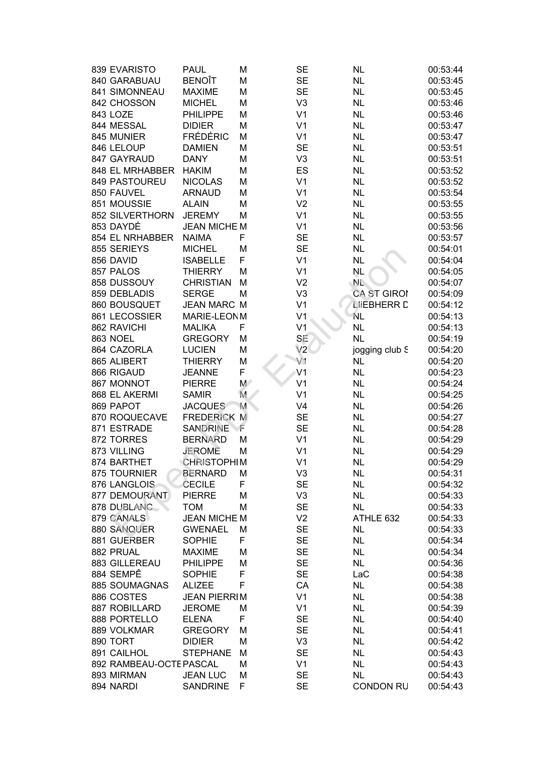| | | | | | | |
|---|---|---|---|---|---|---|
| 839 | EVARISTO | PAUL | M | SE | NL | 00:53:44 |
| 840 | GARABUAU | BENOÎT | M | SE | NL | 00:53:45 |
| 841 | SIMONNEAU | MAXIME | M | SE | NL | 00:53:45 |
| 842 | CHOSSON | MICHEL | M | V3 | NL | 00:53:46 |
| 843 | LOZE | PHILIPPE | M | V1 | NL | 00:53:46 |
| 844 | MESSAL | DIDIER | M | V1 | NL | 00:53:47 |
| 845 | MUNIER | FRÉDÉRIC | M | V1 | NL | 00:53:47 |
| 846 | LELOUP | DAMIEN | M | SE | NL | 00:53:51 |
| 847 | GAYRAUD | DANY | M | V3 | NL | 00:53:51 |
| 848 | EL MRHABBER | HAKIM | M | ES | NL | 00:53:52 |
| 849 | PASTOUREU | NICOLAS | M | V1 | NL | 00:53:52 |
| 850 | FAUVEL | ARNAUD | M | V1 | NL | 00:53:54 |
| 851 | MOUSSIE | ALAIN | M | V2 | NL | 00:53:55 |
| 852 | SILVERTHORN | JEREMY | M | V1 | NL | 00:53:55 |
| 853 | DAYDÉ | JEAN MICHE | M | V1 | NL | 00:53:56 |
| 854 | EL NRHABBER | NAIMA | F | SE | NL | 00:53:57 |
| 855 | SERIEYS | MICHEL | M | SE | NL | 00:54:01 |
| 856 | DAVID | ISABELLE | F | V1 | NL | 00:54:04 |
| 857 | PALOS | THIERRY | M | V1 | NL | 00:54:05 |
| 858 | DUSSOUY | CHRISTIAN | M | V2 | NL | 00:54:07 |
| 859 | DEBLADIS | SERGE | M | V3 | CA ST GIROI | 00:54:09 |
| 860 | BOUSQUET | JEAN MARC | M | V1 | LIEBHERR D | 00:54:12 |
| 861 | LECOSSIER | MARIE-LEON | M | V1 | NL | 00:54:13 |
| 862 | RAVICHI | MALIKA | F | V1 | NL | 00:54:13 |
| 863 | NOEL | GREGORY | M | SE | NL | 00:54:19 |
| 864 | CAZORLA | LUCIEN | M | V2 | jogging club S | 00:54:20 |
| 865 | ALIBERT | THIERRY | M | V1 | NL | 00:54:20 |
| 866 | RIGAUD | JEANNE | F | V1 | NL | 00:54:23 |
| 867 | MONNOT | PIERRE | M | V1 | NL | 00:54:24 |
| 868 | EL AKERMI | SAMIR | M | V1 | NL | 00:54:25 |
| 869 | PAPOT | JACQUES | M | V4 | NL | 00:54:26 |
| 870 | ROQUECAVE | FREDERICK | M | SE | NL | 00:54:27 |
| 871 | ESTRADE | SANDRINE | F | SE | NL | 00:54:28 |
| 872 | TORRES | BERNARD | M | V1 | NL | 00:54:29 |
| 873 | VILLING | JEROME | M | V1 | NL | 00:54:29 |
| 874 | BARTHET | CHRISTOPHI | M | V1 | NL | 00:54:29 |
| 875 | TOURNIER | BERNARD | M | V3 | NL | 00:54:31 |
| 876 | LANGLOIS | CECILE | F | SE | NL | 00:54:32 |
| 877 | DEMOURANT | PIERRE | M | V3 | NL | 00:54:33 |
| 878 | DUBLANC | TOM | M | SE | NL | 00:54:33 |
| 879 | CANALS | JEAN MICHE | M | V2 | ATHLE 632 | 00:54:33 |
| 880 | SANQUER | GWENAEL | M | SE | NL | 00:54:33 |
| 881 | GUERBER | SOPHIE | F | SE | NL | 00:54:34 |
| 882 | PRUAL | MAXIME | M | SE | NL | 00:54:34 |
| 883 | GILLEREAU | PHILIPPE | M | SE | NL | 00:54:36 |
| 884 | SEMPÊ | SOPHIE | F | SE | LaC | 00:54:38 |
| 885 | SOUMAGNAS | ALIZEE | F | CA | NL | 00:54:38 |
| 886 | COSTES | JEAN PIERRI | M | V1 | NL | 00:54:38 |
| 887 | ROBILLARD | JEROME | M | V1 | NL | 00:54:39 |
| 888 | PORTELLO | ELENA | F | SE | NL | 00:54:40 |
| 889 | VOLKMAR | GREGORY | M | SE | NL | 00:54:41 |
| 890 | TORT | DIDIER | M | V3 | NL | 00:54:42 |
| 891 | CAILHOL | STEPHANE | M | SE | NL | 00:54:43 |
| 892 | RAMBEAU-OCTE | PASCAL | M | V1 | NL | 00:54:43 |
| 893 | MIRMAN | JEAN LUC | M | SE | NL | 00:54:43 |
| 894 | NARDI | SANDRINE | F | SE | CONDON RU | 00:54:43 |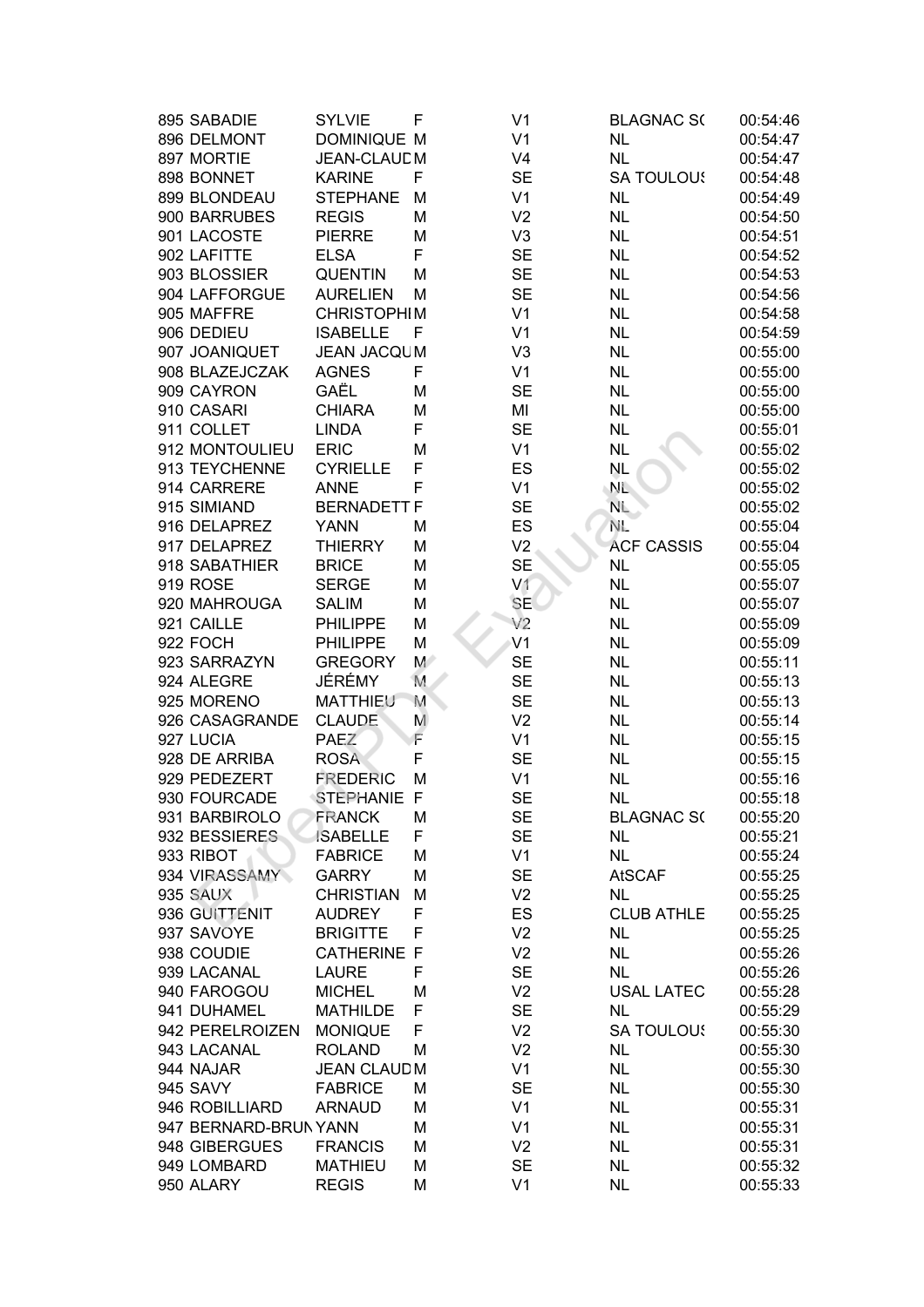| | | | | | | |
|---|---|---|---|---|---|---|
| 895 | SABADIE | SYLVIE | F | V1 | BLAGNAC S( | 00:54:46 |
| 896 | DELMONT | DOMINIQUE | M | V1 | NL | 00:54:47 |
| 897 | MORTIE | JEAN-CLAUD | M | V4 | NL | 00:54:47 |
| 898 | BONNET | KARINE | F | SE | SA TOULOU | 00:54:48 |
| 899 | BLONDEAU | STEPHANE | M | V1 | NL | 00:54:49 |
| 900 | BARRUBES | REGIS | M | V2 | NL | 00:54:50 |
| 901 | LACOSTE | PIERRE | M | V3 | NL | 00:54:51 |
| 902 | LAFITTE | ELSA | F | SE | NL | 00:54:52 |
| 903 | BLOSSIER | QUENTIN | M | SE | NL | 00:54:53 |
| 904 | LAFFORGUE | AURELIEN | M | SE | NL | 00:54:56 |
| 905 | MAFFRE | CHRISTOPHI | M | V1 | NL | 00:54:58 |
| 906 | DEDIEU | ISABELLE | F | V1 | NL | 00:54:59 |
| 907 | JOANIQUET | JEAN JACQU | M | V3 | NL | 00:55:00 |
| 908 | BLAZEJCZAK | AGNES | F | V1 | NL | 00:55:00 |
| 909 | CAYRON | GAËL | M | SE | NL | 00:55:00 |
| 910 | CASARI | CHIARA | M | MI | NL | 00:55:00 |
| 911 | COLLET | LINDA | F | SE | NL | 00:55:01 |
| 912 | MONTOULIEU | ERIC | M | V1 | NL | 00:55:02 |
| 913 | TEYCHENNE | CYRIELLE | F | ES | NL | 00:55:02 |
| 914 | CARRERE | ANNE | F | V1 | NL | 00:55:02 |
| 915 | SIMIAND | BERNADETT | F | SE | NL | 00:55:02 |
| 916 | DELAPREZ | YANN | M | ES | NL | 00:55:04 |
| 917 | DELAPREZ | THIERRY | M | V2 | ACF CASSIS | 00:55:04 |
| 918 | SABATHIER | BRICE | M | SE | NL | 00:55:05 |
| 919 | ROSE | SERGE | M | V1 | NL | 00:55:07 |
| 920 | MAHROUGA | SALIM | M | SE | NL | 00:55:07 |
| 921 | CAILLE | PHILIPPE | M | V2 | NL | 00:55:09 |
| 922 | FOCH | PHILIPPE | M | V1 | NL | 00:55:09 |
| 923 | SARRAZYN | GREGORY | M | SE | NL | 00:55:11 |
| 924 | ALEGRE | JÉRÉMY | M | SE | NL | 00:55:13 |
| 925 | MORENO | MATTHIEU | M | SE | NL | 00:55:13 |
| 926 | CASAGRANDE | CLAUDE | M | V2 | NL | 00:55:14 |
| 927 | LUCIA | PAEZ | F | V1 | NL | 00:55:15 |
| 928 | DE ARRIBA | ROSA | F | SE | NL | 00:55:15 |
| 929 | PEDEZERT | FREDERIC | M | V1 | NL | 00:55:16 |
| 930 | FOURCADE | STEPHANIE | F | SE | NL | 00:55:18 |
| 931 | BARBIROLO | FRANCK | M | SE | BLAGNAC S( | 00:55:20 |
| 932 | BESSIERES | ISABELLE | F | SE | NL | 00:55:21 |
| 933 | RIBOT | FABRICE | M | V1 | NL | 00:55:24 |
| 934 | VIRASSAMY | GARRY | M | SE | AtSCAF | 00:55:25 |
| 935 | SAUX | CHRISTIAN | M | V2 | NL | 00:55:25 |
| 936 | GUITTENIT | AUDREY | F | ES | CLUB ATHLE | 00:55:25 |
| 937 | SAVOYE | BRIGITTE | F | V2 | NL | 00:55:25 |
| 938 | COUDIE | CATHERINE | F | V2 | NL | 00:55:26 |
| 939 | LACANAL | LAURE | F | SE | NL | 00:55:26 |
| 940 | FAROGOU | MICHEL | M | V2 | USAL LATEC | 00:55:28 |
| 941 | DUHAMEL | MATHILDE | F | SE | NL | 00:55:29 |
| 942 | PERELROIZEN | MONIQUE | F | V2 | SA TOULOU | 00:55:30 |
| 943 | LACANAL | ROLAND | M | V2 | NL | 00:55:30 |
| 944 | NAJAR | JEAN CLAUD | M | V1 | NL | 00:55:30 |
| 945 | SAVY | FABRICE | M | SE | NL | 00:55:30 |
| 946 | ROBILLIARD | ARNAUD | M | V1 | NL | 00:55:31 |
| 947 | BERNARD-BRUN | YANN | M | V1 | NL | 00:55:31 |
| 948 | GIBERGUES | FRANCIS | M | V2 | NL | 00:55:31 |
| 949 | LOMBARD | MATHIEU | M | SE | NL | 00:55:32 |
| 950 | ALARY | REGIS | M | V1 | NL | 00:55:33 |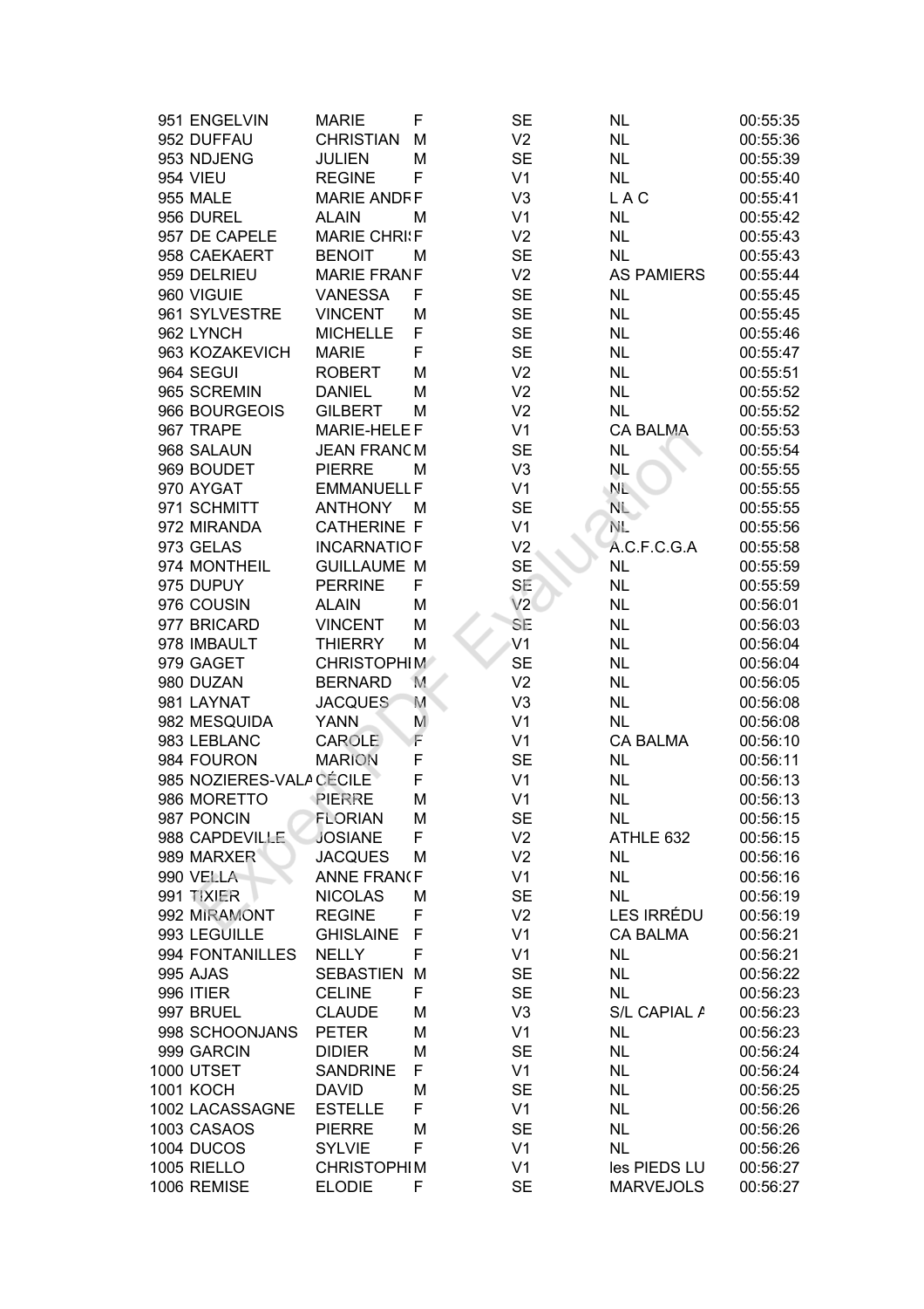| | | | | | | |
|---|---|---|---|---|---|---|
| 951 | ENGELVIN | MARIE | F | SE | NL | 00:55:35 |
| 952 | DUFFAU | CHRISTIAN | M | V2 | NL | 00:55:36 |
| 953 | NDJENG | JULIEN | M | SE | NL | 00:55:39 |
| 954 | VIEU | REGINE | F | V1 | NL | 00:55:40 |
| 955 | MALE | MARIE ANDR | F | V3 | L A C | 00:55:41 |
| 956 | DUREL | ALAIN | M | V1 | NL | 00:55:42 |
| 957 | DE CAPELE | MARIE CHRI | F | V2 | NL | 00:55:43 |
| 958 | CAEKAERT | BENOIT | M | SE | NL | 00:55:43 |
| 959 | DELRIEU | MARIE FRAN | F | V2 | AS PAMIERS | 00:55:44 |
| 960 | VIGUIE | VANESSA | F | SE | NL | 00:55:45 |
| 961 | SYLVESTRE | VINCENT | M | SE | NL | 00:55:45 |
| 962 | LYNCH | MICHELLE | F | SE | NL | 00:55:46 |
| 963 | KOZAKEVICH | MARIE | F | SE | NL | 00:55:47 |
| 964 | SEGUI | ROBERT | M | V2 | NL | 00:55:51 |
| 965 | SCREMIN | DANIEL | M | V2 | NL | 00:55:52 |
| 966 | BOURGEOIS | GILBERT | M | V2 | NL | 00:55:52 |
| 967 | TRAPE | MARIE-HELE | F | V1 | CA BALMA | 00:55:53 |
| 968 | SALAUN | JEAN FRANC | M | SE | NL | 00:55:54 |
| 969 | BOUDET | PIERRE | M | V3 | NL | 00:55:55 |
| 970 | AYGAT | EMMANUELL | F | V1 | NL | 00:55:55 |
| 971 | SCHMITT | ANTHONY | M | SE | NL | 00:55:55 |
| 972 | MIRANDA | CATHERINE | F | V1 | NL | 00:55:56 |
| 973 | GELAS | INCARNATIO | F | V2 | A.C.F.C.G.A | 00:55:58 |
| 974 | MONTHEIL | GUILLAUME | M | SE | NL | 00:55:59 |
| 975 | DUPUY | PERRINE | F | SE | NL | 00:55:59 |
| 976 | COUSIN | ALAIN | M | V2 | NL | 00:56:01 |
| 977 | BRICARD | VINCENT | M | SE | NL | 00:56:03 |
| 978 | IMBAULT | THIERRY | M | V1 | NL | 00:56:04 |
| 979 | GAGET | CHRISTOPHI | M | SE | NL | 00:56:04 |
| 980 | DUZAN | BERNARD | M | V2 | NL | 00:56:05 |
| 981 | LAYNAT | JACQUES | M | V3 | NL | 00:56:08 |
| 982 | MESQUIDA | YANN | M | V1 | NL | 00:56:08 |
| 983 | LEBLANC | CAROLE | F | V1 | CA BALMA | 00:56:10 |
| 984 | FOURON | MARION | F | SE | NL | 00:56:11 |
| 985 | NOZIERES-VALA | CÉCILE | F | V1 | NL | 00:56:13 |
| 986 | MORETTO | PIERRE | M | V1 | NL | 00:56:13 |
| 987 | PONCIN | FLORIAN | M | SE | NL | 00:56:15 |
| 988 | CAPDEVILLE | JOSIANE | F | V2 | ATHLE 632 | 00:56:15 |
| 989 | MARXER | JACQUES | M | V2 | NL | 00:56:16 |
| 990 | VELLA | ANNE FRAN( | F | V1 | NL | 00:56:16 |
| 991 | TIXIER | NICOLAS | M | SE | NL | 00:56:19 |
| 992 | MIRAMONT | REGINE | F | V2 | LES IRRÉDU | 00:56:19 |
| 993 | LEGUILLE | GHISLAINE | F | V1 | CA BALMA | 00:56:21 |
| 994 | FONTANILLES | NELLY | F | V1 | NL | 00:56:21 |
| 995 | AJAS | SEBASTIEN | M | SE | NL | 00:56:22 |
| 996 | ITIER | CELINE | F | SE | NL | 00:56:23 |
| 997 | BRUEL | CLAUDE | M | V3 | S/L CAPIAL A | 00:56:23 |
| 998 | SCHOONJANS | PETER | M | V1 | NL | 00:56:23 |
| 999 | GARCIN | DIDIER | M | SE | NL | 00:56:24 |
| 1000 | UTSET | SANDRINE | F | V1 | NL | 00:56:24 |
| 1001 | KOCH | DAVID | M | SE | NL | 00:56:25 |
| 1002 | LACASSAGNE | ESTELLE | F | V1 | NL | 00:56:26 |
| 1003 | CASAOS | PIERRE | M | SE | NL | 00:56:26 |
| 1004 | DUCOS | SYLVIE | F | V1 | NL | 00:56:26 |
| 1005 | RIELLO | CHRISTOPHI | M | V1 | les PIEDS LU | 00:56:27 |
| 1006 | REMISE | ELODIE | F | SE | MARVEJOLS | 00:56:27 |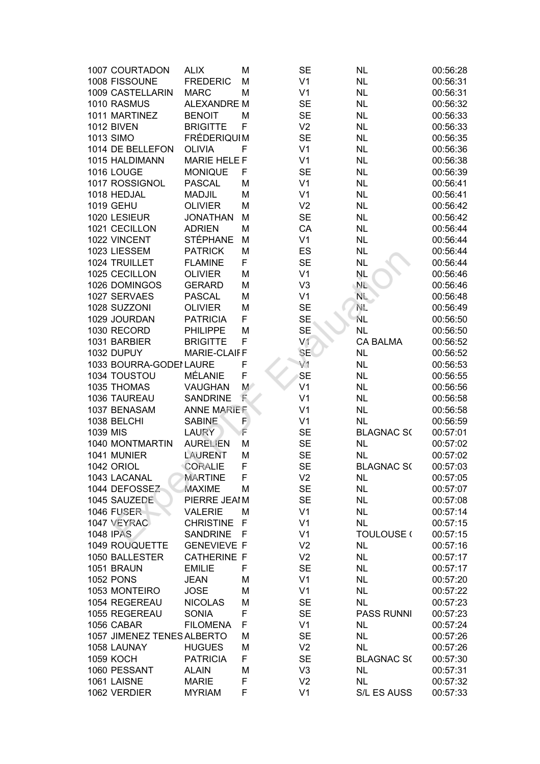| | | | | | | |
|---|---|---|---|---|---|---|
| 1007 | COURTADON | ALIX | M | SE | NL | 00:56:28 |
| 1008 | FISSOUNE | FREDERIC | M | V1 | NL | 00:56:31 |
| 1009 | CASTELLARIN | MARC | M | V1 | NL | 00:56:31 |
| 1010 | RASMUS | ALEXANDRE | M | SE | NL | 00:56:32 |
| 1011 | MARTINEZ | BENOIT | M | SE | NL | 00:56:33 |
| 1012 | BIVEN | BRIGITTE | F | V2 | NL | 00:56:33 |
| 1013 | SIMO | FRÉDERIQUI | M | SE | NL | 00:56:35 |
| 1014 | DE BELLEFON | OLIVIA | F | V1 | NL | 00:56:36 |
| 1015 | HALDIMANN | MARIE HELE | F | V1 | NL | 00:56:38 |
| 1016 | LOUGE | MONIQUE | F | SE | NL | 00:56:39 |
| 1017 | ROSSIGNOL | PASCAL | M | V1 | NL | 00:56:41 |
| 1018 | HEDJAL | MADJIL | M | V1 | NL | 00:56:41 |
| 1019 | GEHU | OLIVIER | M | V2 | NL | 00:56:42 |
| 1020 | LESIEUR | JONATHAN | M | SE | NL | 00:56:42 |
| 1021 | CECILLON | ADRIEN | M | CA | NL | 00:56:44 |
| 1022 | VINCENT | STÉPHANE | M | V1 | NL | 00:56:44 |
| 1023 | LIESSEM | PATRICK | M | ES | NL | 00:56:44 |
| 1024 | TRUILLET | FLAMINE | F | SE | NL | 00:56:44 |
| 1025 | CECILLON | OLIVIER | M | V1 | NL | 00:56:46 |
| 1026 | DOMINGOS | GERARD | M | V3 | NL | 00:56:46 |
| 1027 | SERVAES | PASCAL | M | V1 | NL | 00:56:48 |
| 1028 | SUZZONI | OLIVIER | M | SE | NL | 00:56:49 |
| 1029 | JOURDAN | PATRICIA | F | SE | NL | 00:56:50 |
| 1030 | RECORD | PHILIPPE | M | SE | NL | 00:56:50 |
| 1031 | BARBIER | BRIGITTE | F | V1 | CA BALMA | 00:56:52 |
| 1032 | DUPUY | MARIE-CLAIF | F | SE | NL | 00:56:52 |
| 1033 | BOURRA-GODEI | LAURE | F | V1 | NL | 00:56:53 |
| 1034 | TOUSTOU | MÉLANIE | F | SE | NL | 00:56:55 |
| 1035 | THOMAS | VAUGHAN | M | V1 | NL | 00:56:56 |
| 1036 | TAUREAU | SANDRINE | F | V1 | NL | 00:56:58 |
| 1037 | BENASAM | ANNE MARIE | F | V1 | NL | 00:56:58 |
| 1038 | BELCHI | SABINE | F | V1 | NL | 00:56:59 |
| 1039 | MIS | LAURY | F | SE | BLAGNAC S( | 00:57:01 |
| 1040 | MONTMARTIN | AURELIEN | M | SE | NL | 00:57:02 |
| 1041 | MUNIER | LAURENT | M | SE | NL | 00:57:02 |
| 1042 | ORIOL | CORALIE | F | SE | BLAGNAC S( | 00:57:03 |
| 1043 | LACANAL | MARTINE | F | V2 | NL | 00:57:05 |
| 1044 | DEFOSSEZ | MAXIME | M | SE | NL | 00:57:07 |
| 1045 | SAUZEDE | PIERRE JEAI | M | SE | NL | 00:57:08 |
| 1046 | FUSER | VALERIE | M | V1 | NL | 00:57:14 |
| 1047 | VEYRAC | CHRISTINE | F | V1 | NL | 00:57:15 |
| 1048 | IPAS | SANDRINE | F | V1 | TOULOUSE ( | 00:57:15 |
| 1049 | ROUQUETTE | GENEVIEVE | F | V2 | NL | 00:57:16 |
| 1050 | BALLESTER | CATHERINE | F | V2 | NL | 00:57:17 |
| 1051 | BRAUN | EMILIE | F | SE | NL | 00:57:17 |
| 1052 | PONS | JEAN | M | V1 | NL | 00:57:20 |
| 1053 | MONTEIRO | JOSE | M | V1 | NL | 00:57:22 |
| 1054 | REGEREAU | NICOLAS | M | SE | NL | 00:57:23 |
| 1055 | REGEREAU | SONIA | F | SE | PASS RUNNI | 00:57:23 |
| 1056 | CABAR | FILOMENA | F | V1 | NL | 00:57:24 |
| 1057 | JIMENEZ TENES | ALBERTO | M | SE | NL | 00:57:26 |
| 1058 | LAUNAY | HUGUES | M | V2 | NL | 00:57:26 |
| 1059 | KOCH | PATRICIA | F | SE | BLAGNAC S( | 00:57:30 |
| 1060 | PESSANT | ALAIN | M | V3 | NL | 00:57:31 |
| 1061 | LAISNE | MARIE | F | V2 | NL | 00:57:32 |
| 1062 | VERDIER | MYRIAM | F | V1 | S/L ES AUSS | 00:57:33 |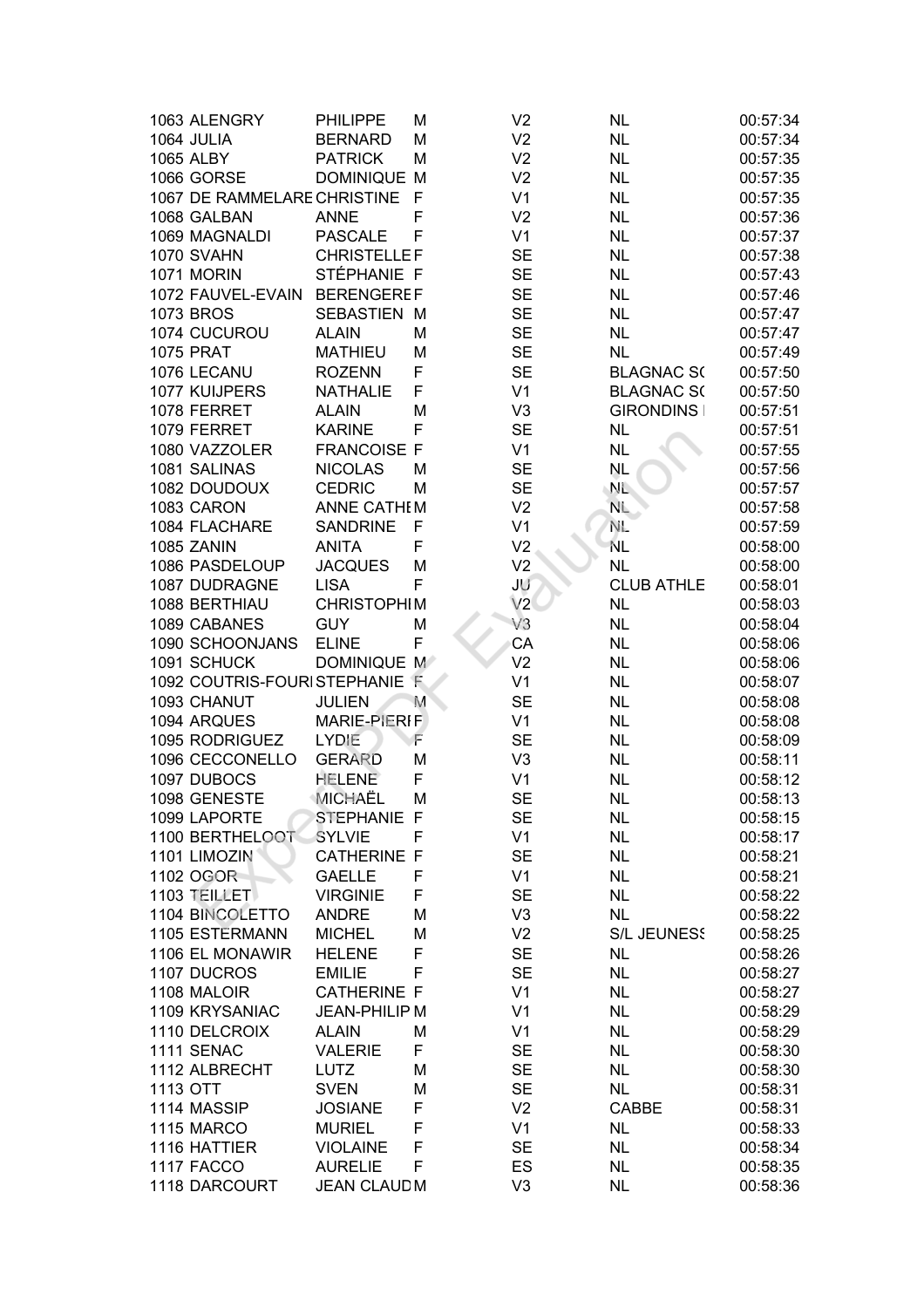| | | | | | | |
|---|---|---|---|---|---|---|
| 1063 | ALENGRY | PHILIPPE | M | V2 | NL | 00:57:34 |
| 1064 | JULIA | BERNARD | M | V2 | NL | 00:57:34 |
| 1065 | ALBY | PATRICK | M | V2 | NL | 00:57:35 |
| 1066 | GORSE | DOMINIQUE | M | V2 | NL | 00:57:35 |
| 1067 | DE RAMMELARE | CHRISTINE | F | V1 | NL | 00:57:35 |
| 1068 | GALBAN | ANNE | F | V2 | NL | 00:57:36 |
| 1069 | MAGNALDI | PASCALE | F | V1 | NL | 00:57:37 |
| 1070 | SVAHN | CHRISTELLE | F | SE | NL | 00:57:38 |
| 1071 | MORIN | STÉPHANIE | F | SE | NL | 00:57:43 |
| 1072 | FAUVEL-EVAIN | BERENGERE | F | SE | NL | 00:57:46 |
| 1073 | BROS | SEBASTIEN | M | SE | NL | 00:57:47 |
| 1074 | CUCUROU | ALAIN | M | SE | NL | 00:57:47 |
| 1075 | PRAT | MATHIEU | M | SE | NL | 00:57:49 |
| 1076 | LECANU | ROZENN | F | SE | BLAGNAC S( | 00:57:50 |
| 1077 | KUIJPERS | NATHALIE | F | V1 | BLAGNAC S( | 00:57:50 |
| 1078 | FERRET | ALAIN | M | V3 | GIRONDINS | 00:57:51 |
| 1079 | FERRET | KARINE | F | SE | NL | 00:57:51 |
| 1080 | VAZZOLER | FRANCOISE | F | V1 | NL | 00:57:55 |
| 1081 | SALINAS | NICOLAS | M | SE | NL | 00:57:56 |
| 1082 | DOUDOUX | CEDRIC | M | SE | NL | 00:57:57 |
| 1083 | CARON | ANNE CATHE | M | V2 | NL | 00:57:58 |
| 1084 | FLACHARE | SANDRINE | F | V1 | NL | 00:57:59 |
| 1085 | ZANIN | ANITA | F | V2 | NL | 00:58:00 |
| 1086 | PASDELOUP | JACQUES | M | V2 | NL | 00:58:00 |
| 1087 | DUDRAGNE | LISA | F | JU | CLUB ATHLE | 00:58:01 |
| 1088 | BERTHIAU | CHRISTOPHI | M | V2 | NL | 00:58:03 |
| 1089 | CABANES | GUY | M | V3 | NL | 00:58:04 |
| 1090 | SCHOONJANS | ELINE | F | CA | NL | 00:58:06 |
| 1091 | SCHUCK | DOMINIQUE | M | V2 | NL | 00:58:06 |
| 1092 | COUTRIS-FOURI | STEPHANIE | F | V1 | NL | 00:58:07 |
| 1093 | CHANUT | JULIEN | M | SE | NL | 00:58:08 |
| 1094 | ARQUES | MARIE-PIERI | F | V1 | NL | 00:58:08 |
| 1095 | RODRIGUEZ | LYDIE | F | SE | NL | 00:58:09 |
| 1096 | CECCONELLO | GERARD | M | V3 | NL | 00:58:11 |
| 1097 | DUBOCS | HELENE | F | V1 | NL | 00:58:12 |
| 1098 | GENESTE | MICHAËL | M | SE | NL | 00:58:13 |
| 1099 | LAPORTE | STEPHANIE | F | SE | NL | 00:58:15 |
| 1100 | BERTHELOOT | SYLVIE | F | V1 | NL | 00:58:17 |
| 1101 | LIMOZIN | CATHERINE | F | SE | NL | 00:58:21 |
| 1102 | OGOR | GAELLE | F | V1 | NL | 00:58:21 |
| 1103 | TEILLET | VIRGINIE | F | SE | NL | 00:58:22 |
| 1104 | BINCOLETTO | ANDRE | M | V3 | NL | 00:58:22 |
| 1105 | ESTERMANN | MICHEL | M | V2 | S/L JEUNESS | 00:58:25 |
| 1106 | EL MONAWIR | HELENE | F | SE | NL | 00:58:26 |
| 1107 | DUCROS | EMILIE | F | SE | NL | 00:58:27 |
| 1108 | MALOIR | CATHERINE | F | V1 | NL | 00:58:27 |
| 1109 | KRYSANIAC | JEAN-PHILIP | M | V1 | NL | 00:58:29 |
| 1110 | DELCROIX | ALAIN | M | V1 | NL | 00:58:29 |
| 1111 | SENAC | VALERIE | F | SE | NL | 00:58:30 |
| 1112 | ALBRECHT | LUTZ | M | SE | NL | 00:58:30 |
| 1113 | OTT | SVEN | M | SE | NL | 00:58:31 |
| 1114 | MASSIP | JOSIANE | F | V2 | CABBE | 00:58:31 |
| 1115 | MARCO | MURIEL | F | V1 | NL | 00:58:33 |
| 1116 | HATTIER | VIOLAINE | F | SE | NL | 00:58:34 |
| 1117 | FACCO | AURELIE | F | ES | NL | 00:58:35 |
| 1118 | DARCOURT | JEAN CLAUD | M | V3 | NL | 00:58:36 |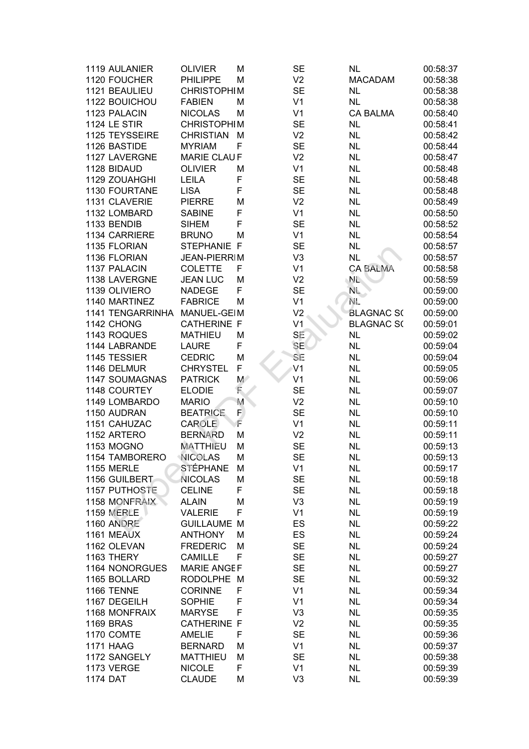| | | | | | | |
|---|---|---|---|---|---|---|
| 1119 | AULANIER | OLIVIER | M | SE | NL | 00:58:37 |
| 1120 | FOUCHER | PHILIPPE | M | V2 | MACADAM | 00:58:38 |
| 1121 | BEAULIEU | CHRISTOPHI | M | SE | NL | 00:58:38 |
| 1122 | BOUICHOU | FABIEN | M | V1 | NL | 00:58:38 |
| 1123 | PALACIN | NICOLAS | M | V1 | CA BALMA | 00:58:40 |
| 1124 | LE STIR | CHRISTOPHI | M | SE | NL | 00:58:41 |
| 1125 | TEYSSEIRE | CHRISTIAN | M | V2 | NL | 00:58:42 |
| 1126 | BASTIDE | MYRIAM | F | SE | NL | 00:58:44 |
| 1127 | LAVERGNE | MARIE CLAU | F | V2 | NL | 00:58:47 |
| 1128 | BIDAUD | OLIVIER | M | V1 | NL | 00:58:48 |
| 1129 | ZOUAHGHI | LEILA | F | SE | NL | 00:58:48 |
| 1130 | FOURTANE | LISA | F | SE | NL | 00:58:48 |
| 1131 | CLAVERIE | PIERRE | M | V2 | NL | 00:58:49 |
| 1132 | LOMBARD | SABINE | F | V1 | NL | 00:58:50 |
| 1133 | BENDIB | SIHEM | F | SE | NL | 00:58:52 |
| 1134 | CARRIERE | BRUNO | M | V1 | NL | 00:58:54 |
| 1135 | FLORIAN | STEPHANIE | F | SE | NL | 00:58:57 |
| 1136 | FLORIAN | JEAN-PIERRI | M | V3 | NL | 00:58:57 |
| 1137 | PALACIN | COLETTE | F | V1 | CA BALMA | 00:58:58 |
| 1138 | LAVERGNE | JEAN LUC | M | V2 | NL | 00:58:59 |
| 1139 | OLIVIERO | NADEGE | F | SE | NL | 00:59:00 |
| 1140 | MARTINEZ | FABRICE | M | V1 | NL | 00:59:00 |
| 1141 | TENGARRINHA | MANUEL-GEI | M | V2 | BLAGNAC S( | 00:59:00 |
| 1142 | CHONG | CATHERINE | F | V1 | BLAGNAC S( | 00:59:01 |
| 1143 | ROQUES | MATHIEU | M | SE | NL | 00:59:02 |
| 1144 | LABRANDE | LAURE | F | SE | NL | 00:59:04 |
| 1145 | TESSIER | CEDRIC | M | SE | NL | 00:59:04 |
| 1146 | DELMUR | CHRYSTEL | F | V1 | NL | 00:59:05 |
| 1147 | SOUMAGNAS | PATRICK | M | V1 | NL | 00:59:06 |
| 1148 | COURTEY | ELODIE | F | SE | NL | 00:59:07 |
| 1149 | LOMBARDO | MARIO | M | V2 | NL | 00:59:10 |
| 1150 | AUDRAN | BEATRICE | F | SE | NL | 00:59:10 |
| 1151 | CAHUZAC | CAROLE | F | V1 | NL | 00:59:11 |
| 1152 | ARTERO | BERNARD | M | V2 | NL | 00:59:11 |
| 1153 | MOGNO | MATTHIEU | M | SE | NL | 00:59:13 |
| 1154 | TAMBORERO | NICOLAS | M | SE | NL | 00:59:13 |
| 1155 | MERLE | STÉPHANE | M | V1 | NL | 00:59:17 |
| 1156 | GUILBERT | NICOLAS | M | SE | NL | 00:59:18 |
| 1157 | PUTHOSTE | CELINE | F | SE | NL | 00:59:18 |
| 1158 | MONFRAIX | ALAIN | M | V3 | NL | 00:59:19 |
| 1159 | MERLE | VALERIE | F | V1 | NL | 00:59:19 |
| 1160 | ANDRE | GUILLAUME | M | ES | NL | 00:59:22 |
| 1161 | MEAUX | ANTHONY | M | ES | NL | 00:59:24 |
| 1162 | OLEVAN | FREDERIC | M | SE | NL | 00:59:24 |
| 1163 | THERY | CAMILLE | F | SE | NL | 00:59:27 |
| 1164 | NONORGUES | MARIE ANGE | F | SE | NL | 00:59:27 |
| 1165 | BOLLARD | RODOLPHE | M | SE | NL | 00:59:32 |
| 1166 | TENNE | CORINNE | F | V1 | NL | 00:59:34 |
| 1167 | DEGEILH | SOPHIE | F | V1 | NL | 00:59:34 |
| 1168 | MONFRAIX | MARYSE | F | V3 | NL | 00:59:35 |
| 1169 | BRAS | CATHERINE | F | V2 | NL | 00:59:35 |
| 1170 | COMTE | AMELIE | F | SE | NL | 00:59:36 |
| 1171 | HAAG | BERNARD | M | V1 | NL | 00:59:37 |
| 1172 | SANGELY | MATTHIEU | M | SE | NL | 00:59:38 |
| 1173 | VERGE | NICOLE | F | V1 | NL | 00:59:39 |
| 1174 | DAT | CLAUDE | M | V3 | NL | 00:59:39 |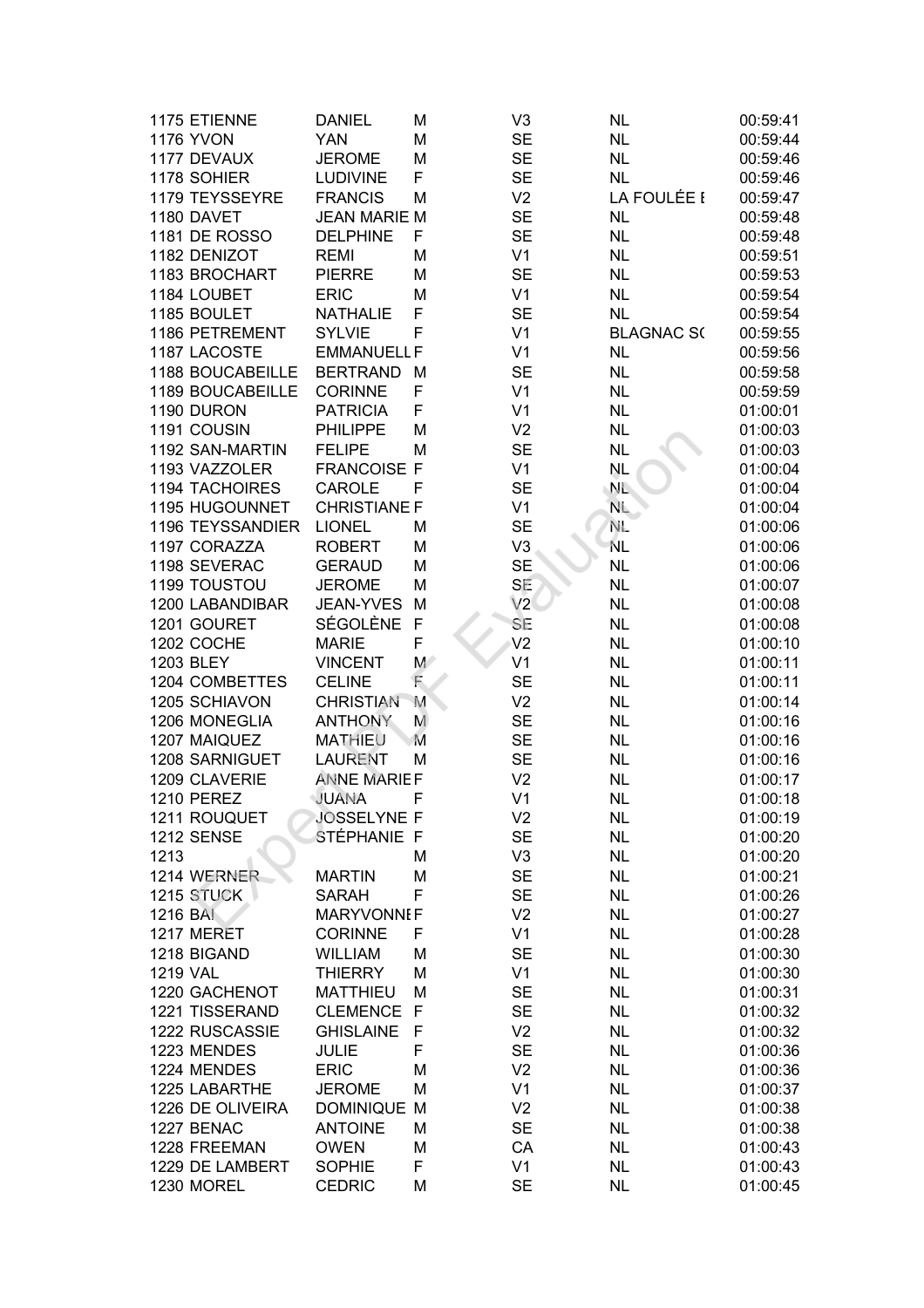| | | | | | | |
|---|---|---|---|---|---|---|
| 1175 | ETIENNE | DANIEL | M | V3 | NL | 00:59:41 |
| 1176 | YVON | YAN | M | SE | NL | 00:59:44 |
| 1177 | DEVAUX | JEROME | M | SE | NL | 00:59:46 |
| 1178 | SOHIER | LUDIVINE | F | SE | NL | 00:59:46 |
| 1179 | TEYSSEYRE | FRANCIS | M | V2 | LA FOULÉE I | 00:59:47 |
| 1180 | DAVET | JEAN MARIE | M | SE | NL | 00:59:48 |
| 1181 | DE ROSSO | DELPHINE | F | SE | NL | 00:59:48 |
| 1182 | DENIZOT | REMI | M | V1 | NL | 00:59:51 |
| 1183 | BROCHART | PIERRE | M | SE | NL | 00:59:53 |
| 1184 | LOUBET | ERIC | M | V1 | NL | 00:59:54 |
| 1185 | BOULET | NATHALIE | F | SE | NL | 00:59:54 |
| 1186 | PETREMENT | SYLVIE | F | V1 | BLAGNAC SC | 00:59:55 |
| 1187 | LACOSTE | EMMANUELL | F | V1 | NL | 00:59:56 |
| 1188 | BOUCABEILLE | BERTRAND | M | SE | NL | 00:59:58 |
| 1189 | BOUCABEILLE | CORINNE | F | V1 | NL | 00:59:59 |
| 1190 | DURON | PATRICIA | F | V1 | NL | 01:00:01 |
| 1191 | COUSIN | PHILIPPE | M | V2 | NL | 01:00:03 |
| 1192 | SAN-MARTIN | FELIPE | M | SE | NL | 01:00:03 |
| 1193 | VAZZOLER | FRANCOISE | F | V1 | NL | 01:00:04 |
| 1194 | TACHOIRES | CAROLE | F | SE | NL | 01:00:04 |
| 1195 | HUGOUNNET | CHRISTIANE | F | V1 | NL | 01:00:04 |
| 1196 | TEYSSANDIER | LIONEL | M | SE | NL | 01:00:06 |
| 1197 | CORAZZA | ROBERT | M | V3 | NL | 01:00:06 |
| 1198 | SEVERAC | GERAUD | M | SE | NL | 01:00:06 |
| 1199 | TOUSTOU | JEROME | M | SE | NL | 01:00:07 |
| 1200 | LABANDIBAR | JEAN-YVES | M | V2 | NL | 01:00:08 |
| 1201 | GOURET | SÉGOLÈNE | F | SE | NL | 01:00:08 |
| 1202 | COCHE | MARIE | F | V2 | NL | 01:00:10 |
| 1203 | BLEY | VINCENT | M | V1 | NL | 01:00:11 |
| 1204 | COMBETTES | CELINE | F | SE | NL | 01:00:11 |
| 1205 | SCHIAVON | CHRISTIAN | M | V2 | NL | 01:00:14 |
| 1206 | MONEGLIA | ANTHONY | M | SE | NL | 01:00:16 |
| 1207 | MAIQUEZ | MATHIEU | M | SE | NL | 01:00:16 |
| 1208 | SARNIGUET | LAURENT | M | SE | NL | 01:00:16 |
| 1209 | CLAVERIE | ANNE MARIE | F | V2 | NL | 01:00:17 |
| 1210 | PEREZ | JUANA | F | V1 | NL | 01:00:18 |
| 1211 | ROUQUET | JOSSELYNE | F | V2 | NL | 01:00:19 |
| 1212 | SENSE | STÉPHANIE | F | SE | NL | 01:00:20 |
| 1213 | | | M | V3 | NL | 01:00:20 |
| 1214 | WERNER | MARTIN | M | SE | NL | 01:00:21 |
| 1215 | STUCK | SARAH | F | SE | NL | 01:00:26 |
| 1216 | BAI | MARYVONNE | F | V2 | NL | 01:00:27 |
| 1217 | MERET | CORINNE | F | V1 | NL | 01:00:28 |
| 1218 | BIGAND | WILLIAM | M | SE | NL | 01:00:30 |
| 1219 | VAL | THIERRY | M | V1 | NL | 01:00:30 |
| 1220 | GACHENOT | MATTHIEU | M | SE | NL | 01:00:31 |
| 1221 | TISSERAND | CLEMENCE | F | SE | NL | 01:00:32 |
| 1222 | RUSCASSIE | GHISLAINE | F | V2 | NL | 01:00:32 |
| 1223 | MENDES | JULIE | F | SE | NL | 01:00:36 |
| 1224 | MENDES | ERIC | M | V2 | NL | 01:00:36 |
| 1225 | LABARTHE | JEROME | M | V1 | NL | 01:00:37 |
| 1226 | DE OLIVEIRA | DOMINIQUE | M | V2 | NL | 01:00:38 |
| 1227 | BENAC | ANTOINE | M | SE | NL | 01:00:38 |
| 1228 | FREEMAN | OWEN | M | CA | NL | 01:00:43 |
| 1229 | DE LAMBERT | SOPHIE | F | V1 | NL | 01:00:43 |
| 1230 | MOREL | CEDRIC | M | SE | NL | 01:00:45 |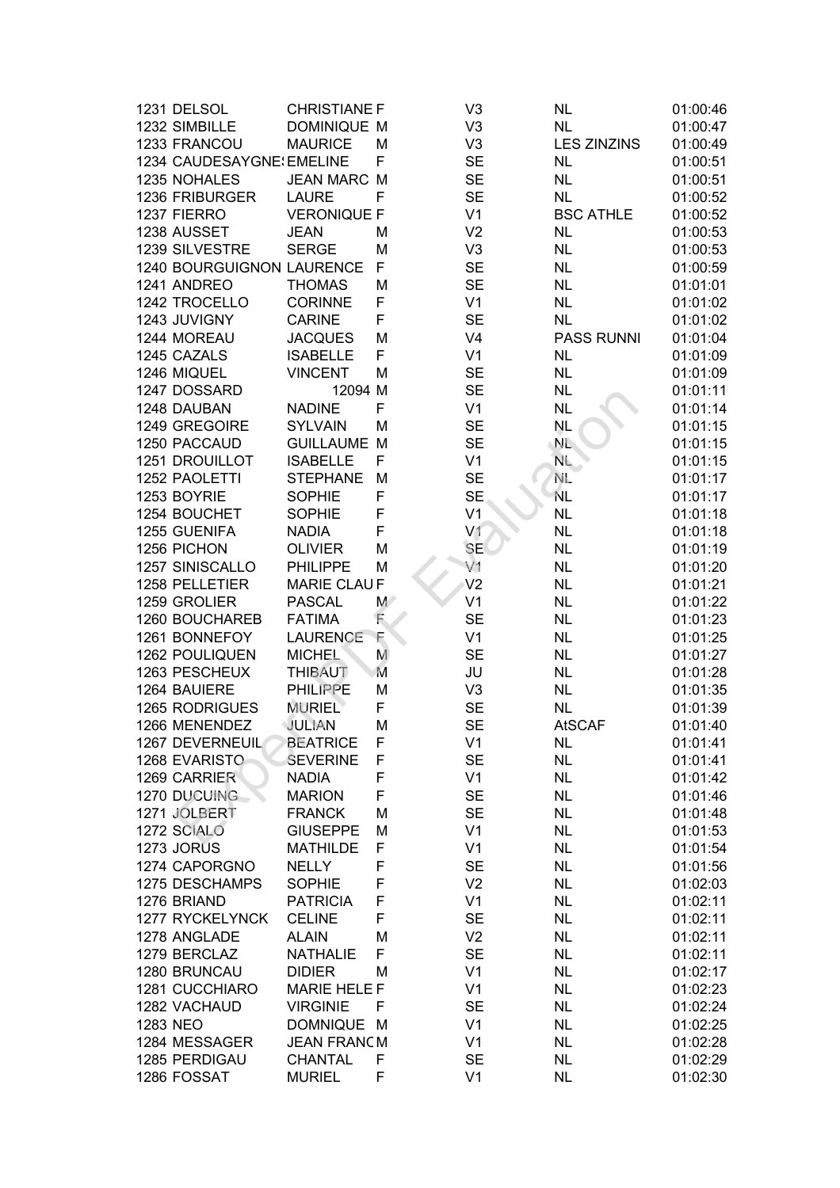| | | | | | | |
|---|---|---|---|---|---|---|
| 1231 | DELSOL | CHRISTIANE | F | V3 | NL | 01:00:46 |
| 1232 | SIMBILLE | DOMINIQUE | M | V3 | NL | 01:00:47 |
| 1233 | FRANCOU | MAURICE | M | V3 | LES ZINZINS | 01:00:49 |
| 1234 | CAUDESAYGNE | EMELINE | F | SE | NL | 01:00:51 |
| 1235 | NOHALES | JEAN MARC | M | SE | NL | 01:00:51 |
| 1236 | FRIBURGER | LAURE | F | SE | NL | 01:00:52 |
| 1237 | FIERRO | VERONIQUE | F | V1 | BSC ATHLE | 01:00:52 |
| 1238 | AUSSET | JEAN | M | V2 | NL | 01:00:53 |
| 1239 | SILVESTRE | SERGE | M | V3 | NL | 01:00:53 |
| 1240 | BOURGUIGNON | LAURENCE | F | SE | NL | 01:00:59 |
| 1241 | ANDREO | THOMAS | M | SE | NL | 01:01:01 |
| 1242 | TROCELLO | CORINNE | F | V1 | NL | 01:01:02 |
| 1243 | JUVIGNY | CARINE | F | SE | NL | 01:01:02 |
| 1244 | MOREAU | JACQUES | M | V4 | PASS RUNNI | 01:01:04 |
| 1245 | CAZALS | ISABELLE | F | V1 | NL | 01:01:09 |
| 1246 | MIQUEL | VINCENT | M | SE | NL | 01:01:09 |
| 1247 | DOSSARD | 12094 | M | SE | NL | 01:01:11 |
| 1248 | DAUBAN | NADINE | F | V1 | NL | 01:01:14 |
| 1249 | GREGOIRE | SYLVAIN | M | SE | NL | 01:01:15 |
| 1250 | PACCAUD | GUILLAUME | M | SE | NL | 01:01:15 |
| 1251 | DROUILLOT | ISABELLE | F | V1 | NL | 01:01:15 |
| 1252 | PAOLETTI | STEPHANE | M | SE | NL | 01:01:17 |
| 1253 | BOYRIE | SOPHIE | F | SE | NL | 01:01:17 |
| 1254 | BOUCHET | SOPHIE | F | V1 | NL | 01:01:18 |
| 1255 | GUENIFA | NADIA | F | V1 | NL | 01:01:18 |
| 1256 | PICHON | OLIVIER | M | SE | NL | 01:01:19 |
| 1257 | SINISCALLO | PHILIPPE | M | V1 | NL | 01:01:20 |
| 1258 | PELLETIER | MARIE CLAU | F | V2 | NL | 01:01:21 |
| 1259 | GROLIER | PASCAL | M | V1 | NL | 01:01:22 |
| 1260 | BOUCHAREB | FATIMA | F | SE | NL | 01:01:23 |
| 1261 | BONNEFOY | LAURENCE | F | V1 | NL | 01:01:25 |
| 1262 | POULIQUEN | MICHEL | M | SE | NL | 01:01:27 |
| 1263 | PESCHEUX | THIBAUT | M | JU | NL | 01:01:28 |
| 1264 | BAUIERE | PHILIPPE | M | V3 | NL | 01:01:35 |
| 1265 | RODRIGUES | MURIEL | F | SE | NL | 01:01:39 |
| 1266 | MENENDEZ | JULIAN | M | SE | AtSCAF | 01:01:40 |
| 1267 | DEVERNEUIL | BEATRICE | F | V1 | NL | 01:01:41 |
| 1268 | EVARISTO | SEVERINE | F | SE | NL | 01:01:41 |
| 1269 | CARRIER | NADIA | F | V1 | NL | 01:01:42 |
| 1270 | DUCUING | MARION | F | SE | NL | 01:01:46 |
| 1271 | JOLBERT | FRANCK | M | SE | NL | 01:01:48 |
| 1272 | SCIALO | GIUSEPPE | M | V1 | NL | 01:01:53 |
| 1273 | JORUS | MATHILDE | F | V1 | NL | 01:01:54 |
| 1274 | CAPORGNO | NELLY | F | SE | NL | 01:01:56 |
| 1275 | DESCHAMPS | SOPHIE | F | V2 | NL | 01:02:03 |
| 1276 | BRIAND | PATRICIA | F | V1 | NL | 01:02:11 |
| 1277 | RYCKELYNCK | CELINE | F | SE | NL | 01:02:11 |
| 1278 | ANGLADE | ALAIN | M | V2 | NL | 01:02:11 |
| 1279 | BERCLAZ | NATHALIE | F | SE | NL | 01:02:11 |
| 1280 | BRUNCAU | DIDIER | M | V1 | NL | 01:02:17 |
| 1281 | CUCCHIARO | MARIE HELE | F | V1 | NL | 01:02:23 |
| 1282 | VACHAUD | VIRGINIE | F | SE | NL | 01:02:24 |
| 1283 | NEO | DOMNIQUE | M | V1 | NL | 01:02:25 |
| 1284 | MESSAGER | JEAN FRANC | M | V1 | NL | 01:02:28 |
| 1285 | PERDIGAU | CHANTAL | F | SE | NL | 01:02:29 |
| 1286 | FOSSAT | MURIEL | F | V1 | NL | 01:02:30 |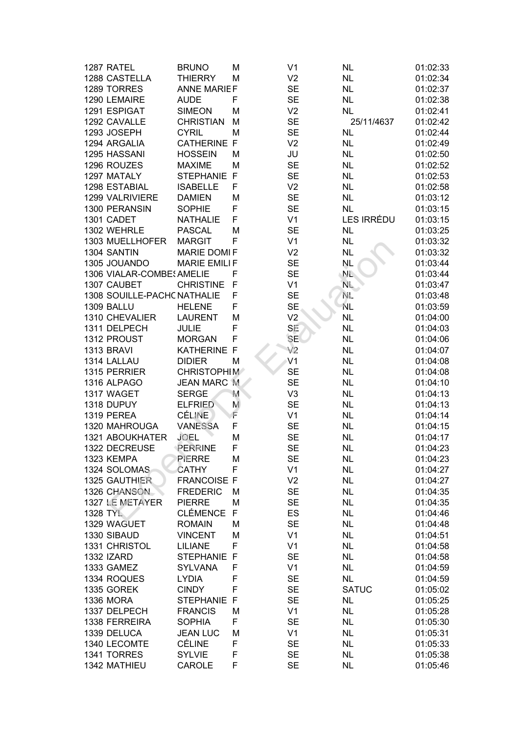| | | | | | | |
|---|---|---|---|---|---|---|
| 1287 | RATEL | BRUNO | M | V1 | NL | 01:02:33 |
| 1288 | CASTELLA | THIERRY | M | V2 | NL | 01:02:34 |
| 1289 | TORRES | ANNE MARIE | F | SE | NL | 01:02:37 |
| 1290 | LEMAIRE | AUDE | F | SE | NL | 01:02:38 |
| 1291 | ESPIGAT | SIMEON | M | V2 | NL | 01:02:41 |
| 1292 | CAVALLE | CHRISTIAN | M | SE | 25/11/4637 | 01:02:42 |
| 1293 | JOSEPH | CYRIL | M | SE | NL | 01:02:44 |
| 1294 | ARGALIA | CATHERINE | F | V2 | NL | 01:02:49 |
| 1295 | HASSANI | HOSSEIN | M | JU | NL | 01:02:50 |
| 1296 | ROUZES | MAXIME | M | SE | NL | 01:02:52 |
| 1297 | MATALY | STEPHANIE | F | SE | NL | 01:02:53 |
| 1298 | ESTABIAL | ISABELLE | F | V2 | NL | 01:02:58 |
| 1299 | VALRIVIERE | DAMIEN | M | SE | NL | 01:03:12 |
| 1300 | PERANSIN | SOPHIE | F | SE | NL | 01:03:15 |
| 1301 | CADET | NATHALIE | F | V1 | LES IRRÉDU | 01:03:15 |
| 1302 | WEHRLE | PASCAL | M | SE | NL | 01:03:25 |
| 1303 | MUELLHOFER | MARGIT | F | V1 | NL | 01:03:32 |
| 1304 | SANTIN | MARIE DOMI | F | V2 | NL | 01:03:32 |
| 1305 | JOUANDO | MARIE EMILI | F | SE | NL | 01:03:44 |
| 1306 | VIALAR-COMBES | AMELIE | F | SE | NL | 01:03:44 |
| 1307 | CAUBET | CHRISTINE | F | V1 | NL | 01:03:47 |
| 1308 | SOUILLE-PACHO | NATHALIE | F | SE | NL | 01:03:48 |
| 1309 | BALLU | HELENE | F | SE | NL | 01:03:59 |
| 1310 | CHEVALIER | LAURENT | M | V2 | NL | 01:04:00 |
| 1311 | DELPECH | JULIE | F | SE | NL | 01:04:03 |
| 1312 | PROUST | MORGAN | F | SE | NL | 01:04:06 |
| 1313 | BRAVI | KATHERINE | F | V2 | NL | 01:04:07 |
| 1314 | LALLAU | DIDIER | M | V1 | NL | 01:04:08 |
| 1315 | PERRIER | CHRISTOPHI | M | SE | NL | 01:04:08 |
| 1316 | ALPAGO | JEAN MARC | M | SE | NL | 01:04:10 |
| 1317 | WAGET | SERGE | M | V3 | NL | 01:04:13 |
| 1318 | DUPUY | ELFRIED | M | SE | NL | 01:04:13 |
| 1319 | PEREA | CÉLINE | F | V1 | NL | 01:04:14 |
| 1320 | MAHROUGA | VANESSA | F | SE | NL | 01:04:15 |
| 1321 | ABOUKHATER | JOEL | M | SE | NL | 01:04:17 |
| 1322 | DECREUSE | PERRINE | F | SE | NL | 01:04:23 |
| 1323 | KEMPA | PIERRE | M | SE | NL | 01:04:23 |
| 1324 | SOLOMAS | CATHY | F | V1 | NL | 01:04:27 |
| 1325 | GAUTHIER | FRANCOISE | F | V2 | NL | 01:04:27 |
| 1326 | CHANSON | FREDERIC | M | SE | NL | 01:04:35 |
| 1327 | LE METAYER | PIERRE | M | SE | NL | 01:04:35 |
| 1328 | TYL | CLÉMENCE | F | ES | NL | 01:04:46 |
| 1329 | WAGUET | ROMAIN | M | SE | NL | 01:04:48 |
| 1330 | SIBAUD | VINCENT | M | V1 | NL | 01:04:51 |
| 1331 | CHRISTOL | LILIANE | F | V1 | NL | 01:04:58 |
| 1332 | IZARD | STEPHANIE | F | SE | NL | 01:04:58 |
| 1333 | GAMEZ | SYLVANA | F | V1 | NL | 01:04:59 |
| 1334 | ROQUES | LYDIA | F | SE | NL | 01:04:59 |
| 1335 | GOREK | CINDY | F | SE | SATUC | 01:05:02 |
| 1336 | MORA | STEPHANIE | F | SE | NL | 01:05:25 |
| 1337 | DELPECH | FRANCIS | M | V1 | NL | 01:05:28 |
| 1338 | FERREIRA | SOPHIA | F | SE | NL | 01:05:30 |
| 1339 | DELUCA | JEAN LUC | M | V1 | NL | 01:05:31 |
| 1340 | LECOMTE | CÉLINE | F | SE | NL | 01:05:33 |
| 1341 | TORRES | SYLVIE | F | SE | NL | 01:05:38 |
| 1342 | MATHIEU | CAROLE | F | SE | NL | 01:05:46 |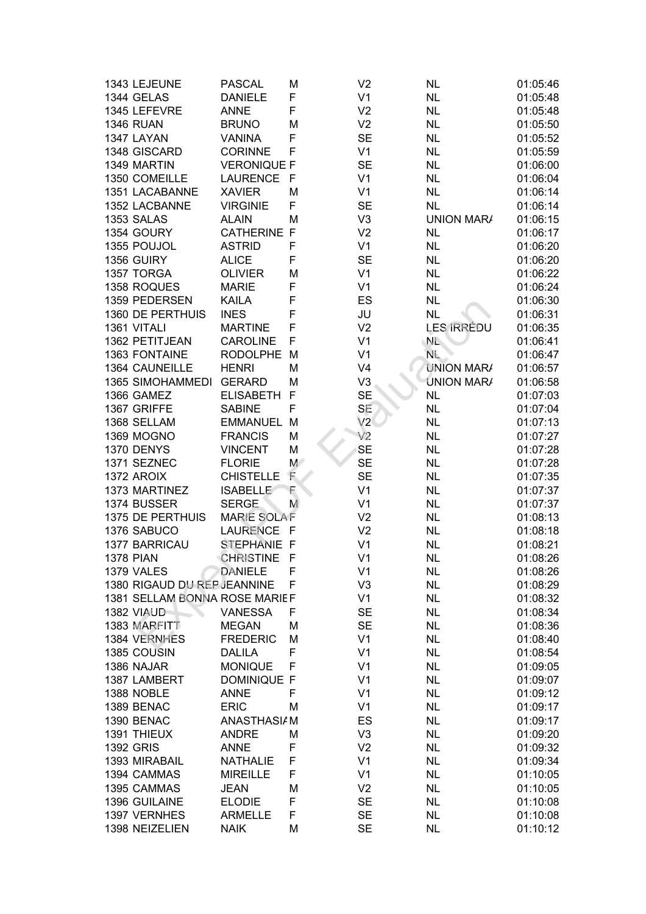| | | | | | | |
|---|---|---|---|---|---|---|
| 1343 | LEJEUNE | PASCAL | M | V2 | NL | 01:05:46 |
| 1344 | GELAS | DANIELE | F | V1 | NL | 01:05:48 |
| 1345 | LEFEVRE | ANNE | F | V2 | NL | 01:05:48 |
| 1346 | RUAN | BRUNO | M | V2 | NL | 01:05:50 |
| 1347 | LAYAN | VANINA | F | SE | NL | 01:05:52 |
| 1348 | GISCARD | CORINNE | F | V1 | NL | 01:05:59 |
| 1349 | MARTIN | VERONIQUE | F | SE | NL | 01:06:00 |
| 1350 | COMEILLE | LAURENCE | F | V1 | NL | 01:06:04 |
| 1351 | LACABANNE | XAVIER | M | V1 | NL | 01:06:14 |
| 1352 | LACBANNE | VIRGINIE | F | SE | NL | 01:06:14 |
| 1353 | SALAS | ALAIN | M | V3 | UNION MAR/ | 01:06:15 |
| 1354 | GOURY | CATHERINE | F | V2 | NL | 01:06:17 |
| 1355 | POUJOL | ASTRID | F | V1 | NL | 01:06:20 |
| 1356 | GUIRY | ALICE | F | SE | NL | 01:06:20 |
| 1357 | TORGA | OLIVIER | M | V1 | NL | 01:06:22 |
| 1358 | ROQUES | MARIE | F | V1 | NL | 01:06:24 |
| 1359 | PEDERSEN | KAILA | F | ES | NL | 01:06:30 |
| 1360 | DE PERTHUIS | INES | F | JU | NL | 01:06:31 |
| 1361 | VITALI | MARTINE | F | V2 | LES IRREDU | 01:06:35 |
| 1362 | PETITJEAN | CAROLINE | F | V1 | NL | 01:06:41 |
| 1363 | FONTAINE | RODOLPHE | M | V1 | NL | 01:06:47 |
| 1364 | CAUNEILLE | HENRI | M | V4 | UNION MAR/ | 01:06:57 |
| 1365 | SIMOHAMMEDI | GERARD | M | V3 | UNION MAR/ | 01:06:58 |
| 1366 | GAMEZ | ELISABETH | F | SE | NL | 01:07:03 |
| 1367 | GRIFFE | SABINE | F | SE | NL | 01:07:04 |
| 1368 | SELLAM | EMMANUEL | M | V2 | NL | 01:07:13 |
| 1369 | MOGNO | FRANCIS | M | V2 | NL | 01:07:27 |
| 1370 | DENYS | VINCENT | M | SE | NL | 01:07:28 |
| 1371 | SEZNEC | FLORIE | M | SE | NL | 01:07:28 |
| 1372 | AROIX | CHISTELLE | F | SE | NL | 01:07:35 |
| 1373 | MARTINEZ | ISABELLE | F | V1 | NL | 01:07:37 |
| 1374 | BUSSER | SERGE | M | V1 | NL | 01:07:37 |
| 1375 | DE PERTHUIS | MARIE SOLA | F | V2 | NL | 01:08:13 |
| 1376 | SABUCO | LAURENCE | F | V2 | NL | 01:08:18 |
| 1377 | BARRICAU | STEPHANIE | F | V1 | NL | 01:08:21 |
| 1378 | PIAN | CHRISTINE | F | V1 | NL | 01:08:26 |
| 1379 | VALES | DANIELE | F | V1 | NL | 01:08:26 |
| 1380 | RIGAUD DU REP | JEANNINE | F | V3 | NL | 01:08:29 |
| 1381 | SELLAM BONNA | ROSE MARIE | F | V1 | NL | 01:08:32 |
| 1382 | VIAUD | VANESSA | F | SE | NL | 01:08:34 |
| 1383 | MARFITT | MEGAN | M | SE | NL | 01:08:36 |
| 1384 | VERNHES | FREDERIC | M | V1 | NL | 01:08:40 |
| 1385 | COUSIN | DALILA | F | V1 | NL | 01:08:54 |
| 1386 | NAJAR | MONIQUE | F | V1 | NL | 01:09:05 |
| 1387 | LAMBERT | DOMINIQUE | F | V1 | NL | 01:09:07 |
| 1388 | NOBLE | ANNE | F | V1 | NL | 01:09:12 |
| 1389 | BENAC | ERIC | M | V1 | NL | 01:09:17 |
| 1390 | BENAC | ANASTHASIA | M | ES | NL | 01:09:17 |
| 1391 | THIEUX | ANDRE | M | V3 | NL | 01:09:20 |
| 1392 | GRIS | ANNE | F | V2 | NL | 01:09:32 |
| 1393 | MIRABAIL | NATHALIE | F | V1 | NL | 01:09:34 |
| 1394 | CAMMAS | MIREILLE | F | V1 | NL | 01:10:05 |
| 1395 | CAMMAS | JEAN | M | V2 | NL | 01:10:05 |
| 1396 | GUILAINE | ELODIE | F | SE | NL | 01:10:08 |
| 1397 | VERNHES | ARMELLE | F | SE | NL | 01:10:08 |
| 1398 | NEIZELIEN | NAIK | M | SE | NL | 01:10:12 |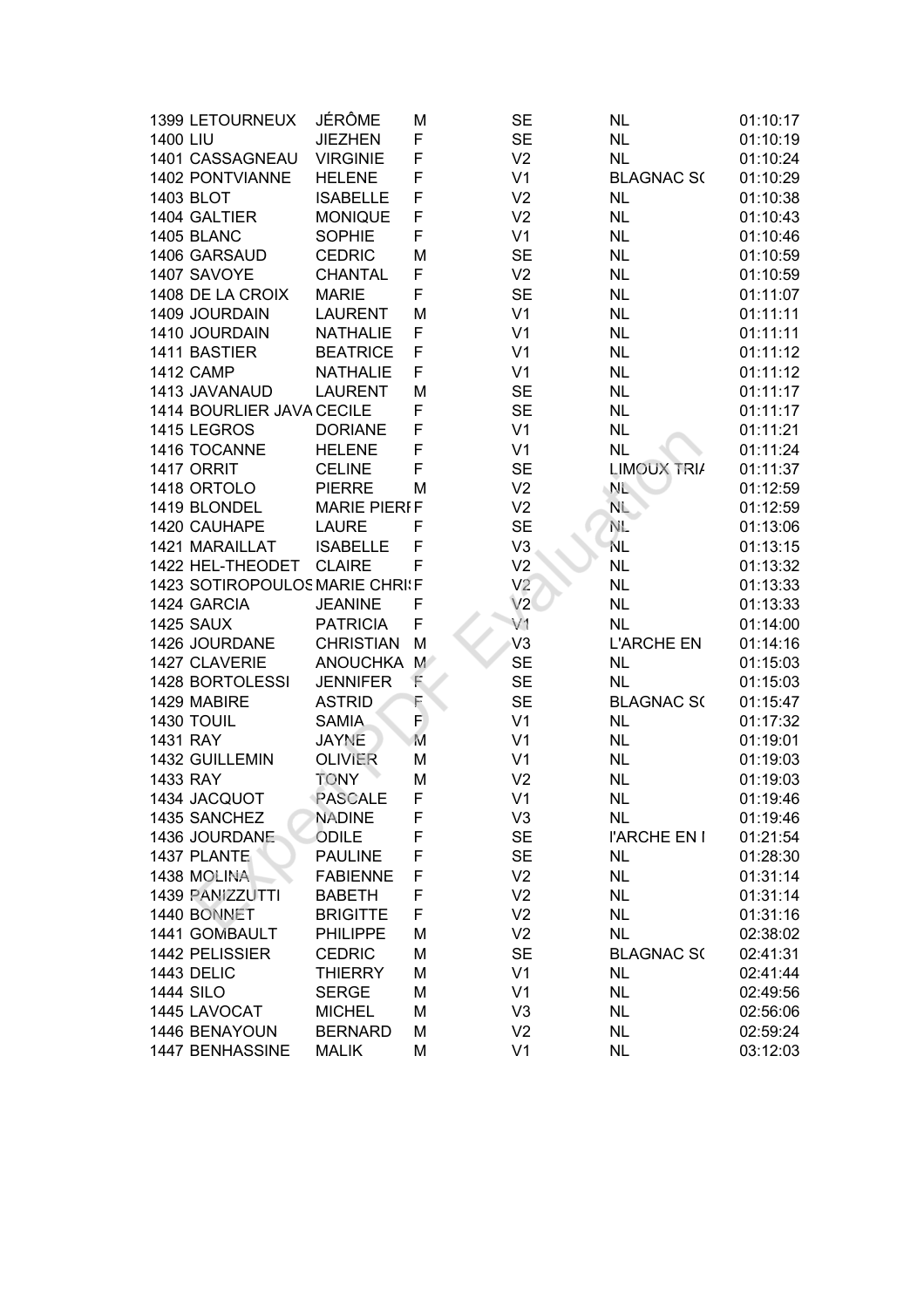| | | | | | | |
|---|---|---|---|---|---|---|
| 1399 | LETOURNEUX | JÉRÔME | M | SE | NL | 01:10:17 |
| 1400 | LIU | JIEZHEN | F | SE | NL | 01:10:19 |
| 1401 | CASSAGNEAU | VIRGINIE | F | V2 | NL | 01:10:24 |
| 1402 | PONTVIANNE | HELENE | F | V1 | BLAGNAC S( | 01:10:29 |
| 1403 | BLOT | ISABELLE | F | V2 | NL | 01:10:38 |
| 1404 | GALTIER | MONIQUE | F | V2 | NL | 01:10:43 |
| 1405 | BLANC | SOPHIE | F | V1 | NL | 01:10:46 |
| 1406 | GARSAUD | CEDRIC | M | SE | NL | 01:10:59 |
| 1407 | SAVOYE | CHANTAL | F | V2 | NL | 01:10:59 |
| 1408 | DE LA CROIX | MARIE | F | SE | NL | 01:11:07 |
| 1409 | JOURDAIN | LAURENT | M | V1 | NL | 01:11:11 |
| 1410 | JOURDAIN | NATHALIE | F | V1 | NL | 01:11:11 |
| 1411 | BASTIER | BEATRICE | F | V1 | NL | 01:11:12 |
| 1412 | CAMP | NATHALIE | F | V1 | NL | 01:11:12 |
| 1413 | JAVANAUD | LAURENT | M | SE | NL | 01:11:17 |
| 1414 | BOURLIER JAVA | CECILE | F | SE | NL | 01:11:17 |
| 1415 | LEGROS | DORIANE | F | V1 | NL | 01:11:21 |
| 1416 | TOCANNE | HELENE | F | V1 | NL | 01:11:24 |
| 1417 | ORRIT | CELINE | F | SE | LIMOUX TRI/ | 01:11:37 |
| 1418 | ORTOLO | PIERRE | M | V2 | NL | 01:12:59 |
| 1419 | BLONDEL | MARIE PIERI | F | V2 | NL | 01:12:59 |
| 1420 | CAUHAPE | LAURE | F | SE | NL | 01:13:06 |
| 1421 | MARAILLAT | ISABELLE | F | V3 | NL | 01:13:15 |
| 1422 | HEL-THEODET | CLAIRE | F | V2 | NL | 01:13:32 |
| 1423 | SOTIROPOULOS | MARIE CHRI: | F | V2 | NL | 01:13:33 |
| 1424 | GARCIA | JEANINE | F | V2 | NL | 01:13:33 |
| 1425 | SAUX | PATRICIA | F | V1 | NL | 01:14:00 |
| 1426 | JOURDANE | CHRISTIAN | M | V3 | L'ARCHE EN | 01:14:16 |
| 1427 | CLAVERIE | ANOUCHKA | M | SE | NL | 01:15:03 |
| 1428 | BORTOLESSI | JENNIFER | F | SE | NL | 01:15:03 |
| 1429 | MABIRE | ASTRID | F | SE | BLAGNAC S( | 01:15:47 |
| 1430 | TOUIL | SAMIA | F | V1 | NL | 01:17:32 |
| 1431 | RAY | JAYNE | M | V1 | NL | 01:19:01 |
| 1432 | GUILLEMIN | OLIVIER | M | V1 | NL | 01:19:03 |
| 1433 | RAY | TONY | M | V2 | NL | 01:19:03 |
| 1434 | JACQUOT | PASCALE | F | V1 | NL | 01:19:46 |
| 1435 | SANCHEZ | NADINE | F | V3 | NL | 01:19:46 |
| 1436 | JOURDANE | ODILE | F | SE | l'ARCHE EN I | 01:21:54 |
| 1437 | PLANTE | PAULINE | F | SE | NL | 01:28:30 |
| 1438 | MOLINA | FABIENNE | F | V2 | NL | 01:31:14 |
| 1439 | PANIZZUTTI | BABETH | F | V2 | NL | 01:31:14 |
| 1440 | BONNET | BRIGITTE | F | V2 | NL | 01:31:16 |
| 1441 | GOMBAULT | PHILIPPE | M | V2 | NL | 02:38:02 |
| 1442 | PELISSIER | CEDRIC | M | SE | BLAGNAC S( | 02:41:31 |
| 1443 | DELIC | THIERRY | M | V1 | NL | 02:41:44 |
| 1444 | SILO | SERGE | M | V1 | NL | 02:49:56 |
| 1445 | LAVOCAT | MICHEL | M | V3 | NL | 02:56:06 |
| 1446 | BENAYOUN | BERNARD | M | V2 | NL | 02:59:24 |
| 1447 | BENHASSINE | MALIK | M | V1 | NL | 03:12:03 |